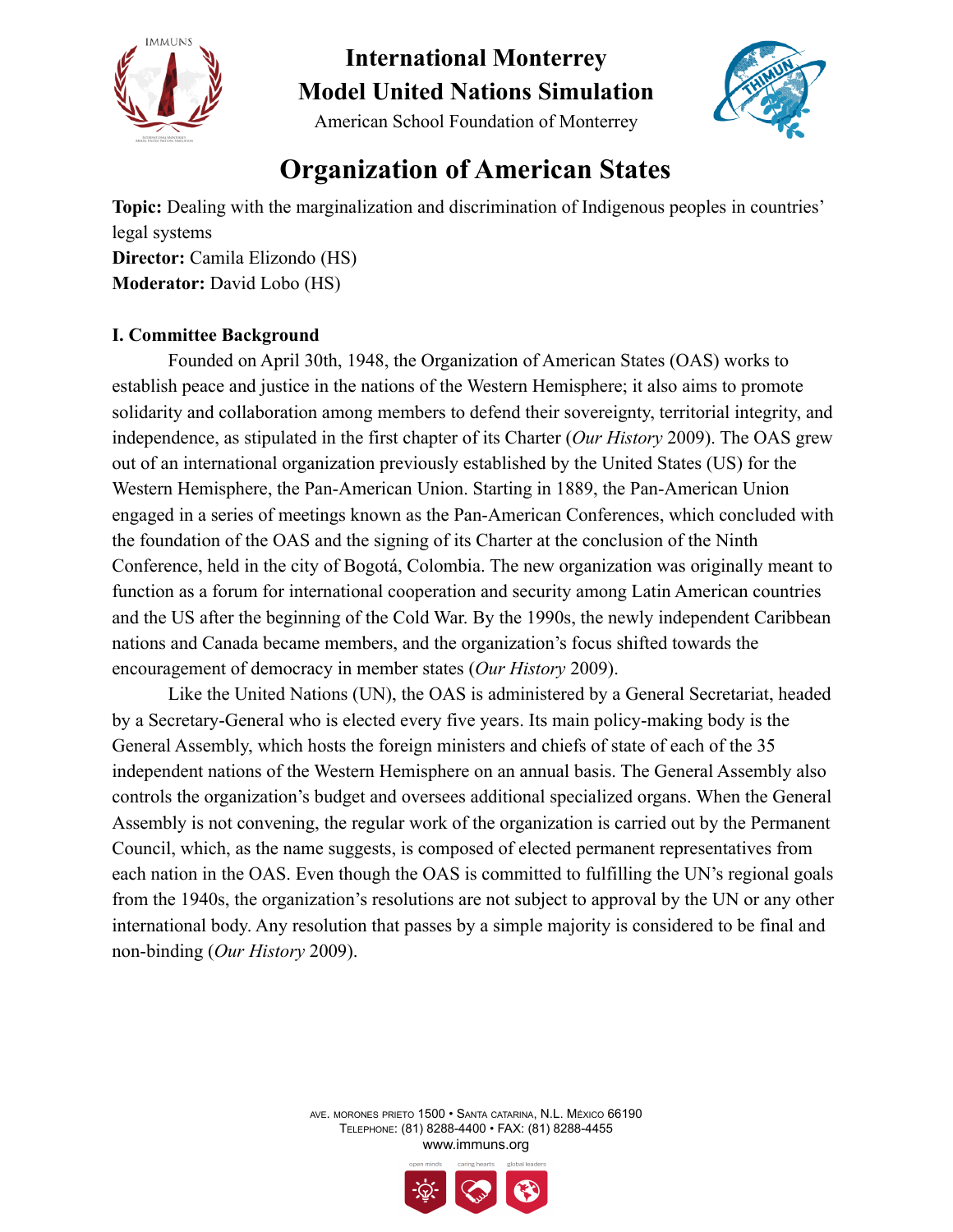# International Monterrey Model United Nations Simulation

American School Foundation of Monterrey

## Organization of American States

**Topic:** Dealing with the marginalization and discrimination of Indigenous peoples in countries' legal systems
**Director:** Camila Elizondo (HS)
**Moderator:** David Lobo (HS)

### I. Committee Background

Founded on April 30th, 1948, the Organization of American States (OAS) works to establish peace and justice in the nations of the Western Hemisphere; it also aims to promote solidarity and collaboration among members to defend their sovereignty, territorial integrity, and independence, as stipulated in the first chapter of its Charter (*Our History* 2009). The OAS grew out of an international organization previously established by the United States (US) for the Western Hemisphere, the Pan-American Union. Starting in 1889, the Pan-American Union engaged in a series of meetings known as the Pan-American Conferences, which concluded with the foundation of the OAS and the signing of its Charter at the conclusion of the Ninth Conference, held in the city of Bogotá, Colombia. The new organization was originally meant to function as a forum for international cooperation and security among Latin American countries and the US after the beginning of the Cold War. By the 1990s, the newly independent Caribbean nations and Canada became members, and the organization's focus shifted towards the encouragement of democracy in member states (*Our History* 2009).

Like the United Nations (UN), the OAS is administered by a General Secretariat, headed by a Secretary-General who is elected every five years. Its main policy-making body is the General Assembly, which hosts the foreign ministers and chiefs of state of each of the 35 independent nations of the Western Hemisphere on an annual basis. The General Assembly also controls the organization's budget and oversees additional specialized organs. When the General Assembly is not convening, the regular work of the organization is carried out by the Permanent Council, which, as the name suggests, is composed of elected permanent representatives from each nation in the OAS. Even though the OAS is committed to fulfilling the UN's regional goals from the 1940s, the organization's resolutions are not subject to approval by the UN or any other international body. Any resolution that passes by a simple majority is considered to be final and non-binding (*Our History* 2009).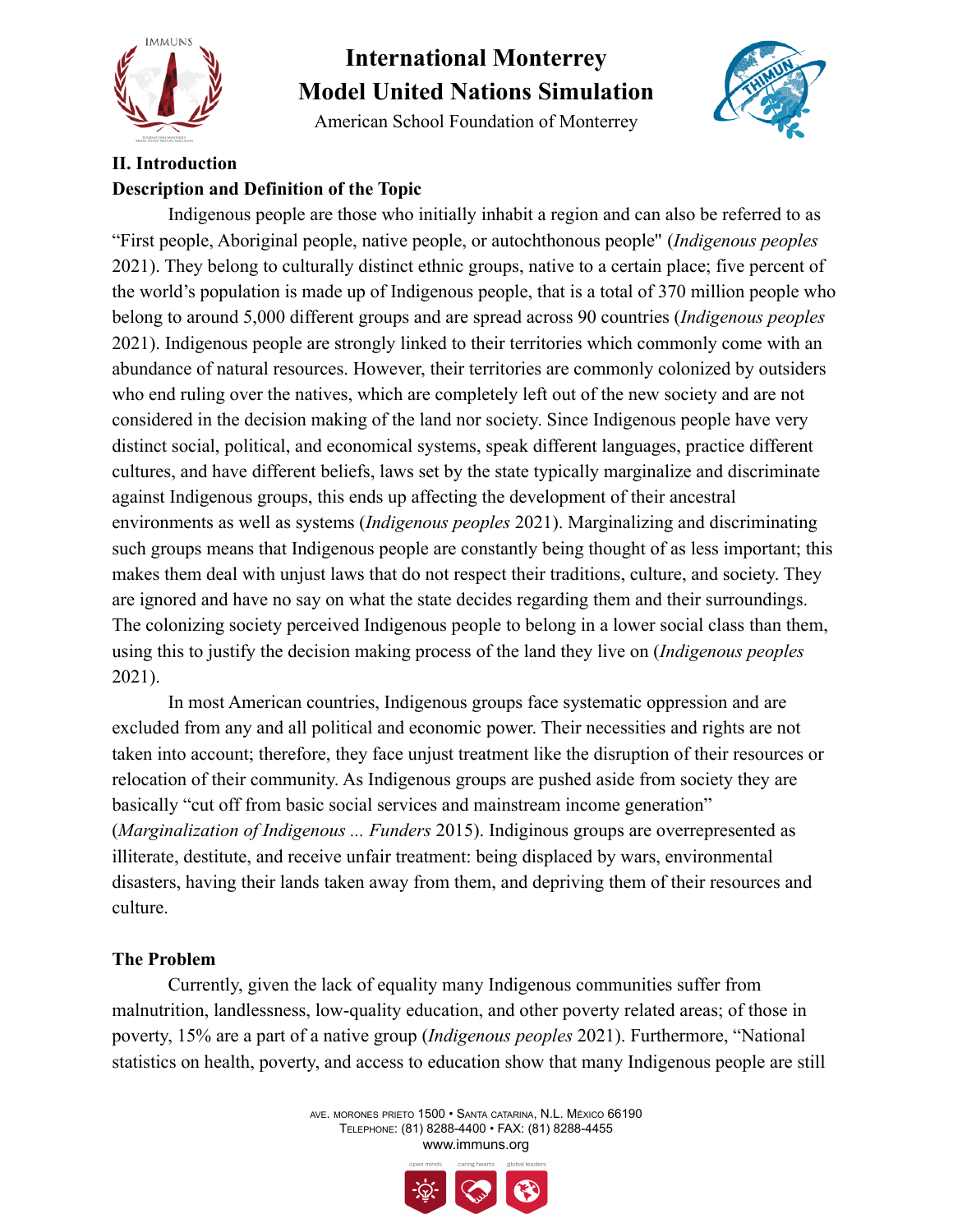## II. Introduction

### Description and Definition of the Topic

Indigenous people are those who initially inhabit a region and can also be referred to as "First people, Aboriginal people, native people, or autochthonous people" (*Indigenous peoples* 2021). They belong to culturally distinct ethnic groups, native to a certain place; five percent of the world's population is made up of Indigenous people, that is a total of 370 million people who belong to around 5,000 different groups and are spread across 90 countries (*Indigenous peoples* 2021). Indigenous people are strongly linked to their territories which commonly come with an abundance of natural resources. However, their territories are commonly colonized by outsiders who end ruling over the natives, which are completely left out of the new society and are not considered in the decision making of the land nor society. Since Indigenous people have very distinct social, political, and economical systems, speak different languages, practice different cultures, and have different beliefs, laws set by the state typically marginalize and discriminate against Indigenous groups, this ends up affecting the development of their ancestral environments as well as systems (*Indigenous peoples* 2021). Marginalizing and discriminating such groups means that Indigenous people are constantly being thought of as less important; this makes them deal with unjust laws that do not respect their traditions, culture, and society. They are ignored and have no say on what the state decides regarding them and their surroundings. The colonizing society perceived Indigenous people to belong in a lower social class than them, using this to justify the decision making process of the land they live on (*Indigenous peoples* 2021).

In most American countries, Indigenous groups face systematic oppression and are excluded from any and all political and economic power. Their necessities and rights are not taken into account; therefore, they face unjust treatment like the disruption of their resources or relocation of their community. As Indigenous groups are pushed aside from society they are basically "cut off from basic social services and mainstream income generation" (*Marginalization of Indigenous ... Funders* 2015). Indiginous groups are overrepresented as illiterate, destitute, and receive unfair treatment: being displaced by wars, environmental disasters, having their lands taken away from them, and depriving them of their resources and culture.

### The Problem

Currently, given the lack of equality many Indigenous communities suffer from malnutrition, landlessness, low-quality education, and other poverty related areas; of those in poverty, 15% are a part of a native group (*Indigenous peoples* 2021). Furthermore, "National statistics on health, poverty, and access to education show that many Indigenous people are still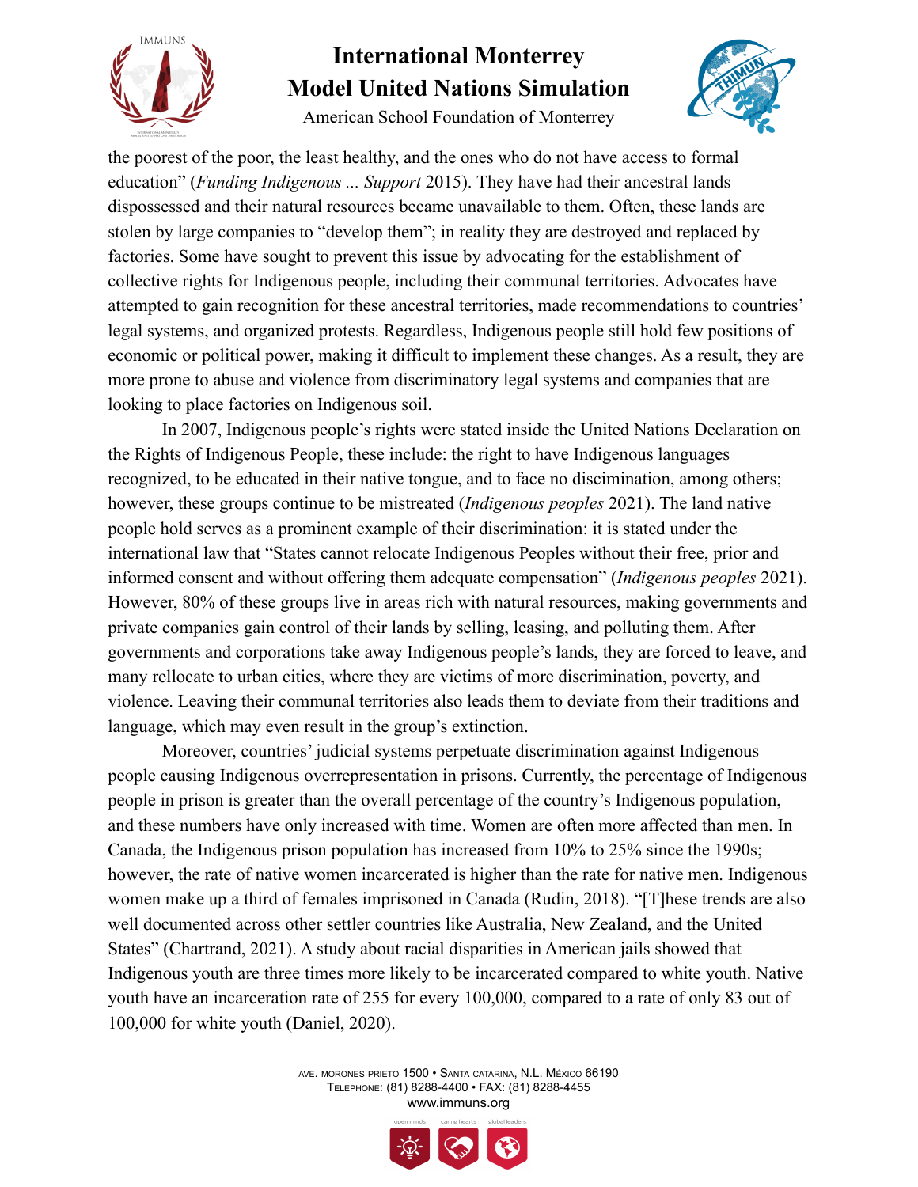the poorest of the poor, the least healthy, and the ones who do not have access to formal education" (*Funding Indigenous ... Support* 2015). They have had their ancestral lands dispossessed and their natural resources became unavailable to them. Often, these lands are stolen by large companies to "develop them"; in reality they are destroyed and replaced by factories. Some have sought to prevent this issue by advocating for the establishment of collective rights for Indigenous people, including their communal territories. Advocates have attempted to gain recognition for these ancestral territories, made recommendations to countries' legal systems, and organized protests. Regardless, Indigenous people still hold few positions of economic or political power, making it difficult to implement these changes. As a result, they are more prone to abuse and violence from discriminatory legal systems and companies that are looking to place factories on Indigenous soil.

In 2007, Indigenous people's rights were stated inside the United Nations Declaration on the Rights of Indigenous People, these include: the right to have Indigenous languages recognized, to be educated in their native tongue, and to face no discimination, among others; however, these groups continue to be mistreated (*Indigenous peoples* 2021). The land native people hold serves as a prominent example of their discrimination: it is stated under the international law that "States cannot relocate Indigenous Peoples without their free, prior and informed consent and without offering them adequate compensation" (*Indigenous peoples* 2021). However, 80% of these groups live in areas rich with natural resources, making governments and private companies gain control of their lands by selling, leasing, and polluting them. After governments and corporations take away Indigenous people's lands, they are forced to leave, and many rellocate to urban cities, where they are victims of more discrimination, poverty, and violence. Leaving their communal territories also leads them to deviate from their traditions and language, which may even result in the group's extinction.

Moreover, countries' judicial systems perpetuate discrimination against Indigenous people causing Indigenous overrepresentation in prisons. Currently, the percentage of Indigenous people in prison is greater than the overall percentage of the country's Indigenous population, and these numbers have only increased with time. Women are often more affected than men. In Canada, the Indigenous prison population has increased from 10% to 25% since the 1990s; however, the rate of native women incarcerated is higher than the rate for native men. Indigenous women make up a third of females imprisoned in Canada (Rudin, 2018). "[T]hese trends are also well documented across other settler countries like Australia, New Zealand, and the United States" (Chartrand, 2021). A study about racial disparities in American jails showed that Indigenous youth are three times more likely to be incarcerated compared to white youth. Native youth have an incarceration rate of 255 for every 100,000, compared to a rate of only 83 out of 100,000 for white youth (Daniel, 2020).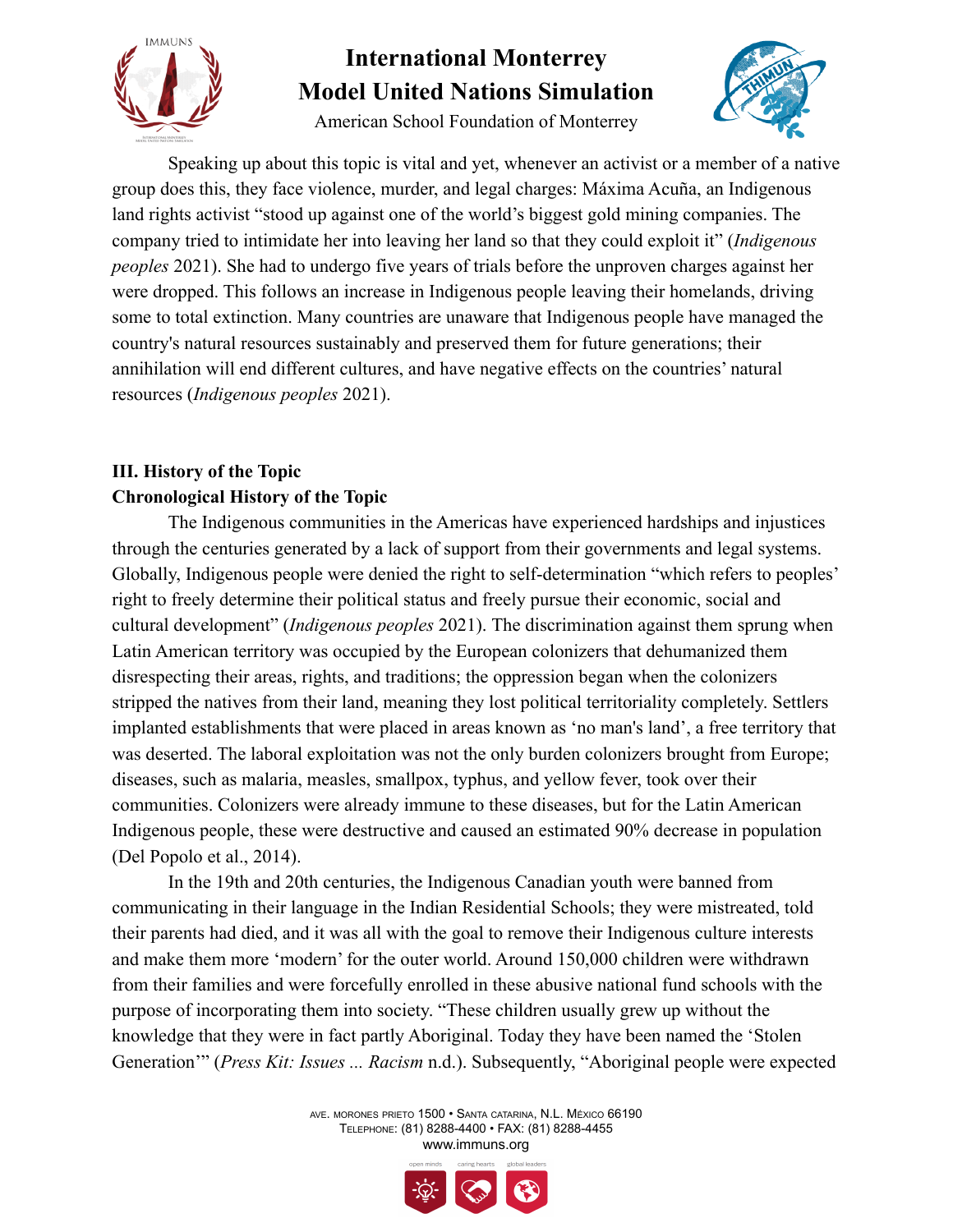Speaking up about this topic is vital and yet, whenever an activist or a member of a native group does this, they face violence, murder, and legal charges: Máxima Acuña, an Indigenous land rights activist "stood up against one of the world's biggest gold mining companies. The company tried to intimidate her into leaving her land so that they could exploit it" (*Indigenous peoples* 2021). She had to undergo five years of trials before the unproven charges against her were dropped. This follows an increase in Indigenous people leaving their homelands, driving some to total extinction. Many countries are unaware that Indigenous people have managed the country's natural resources sustainably and preserved them for future generations; their annihilation will end different cultures, and have negative effects on the countries' natural resources (*Indigenous peoples* 2021).

## III. History of the Topic

### Chronological History of the Topic

The Indigenous communities in the Americas have experienced hardships and injustices through the centuries generated by a lack of support from their governments and legal systems. Globally, Indigenous people were denied the right to self-determination "which refers to peoples' right to freely determine their political status and freely pursue their economic, social and cultural development" (*Indigenous peoples* 2021). The discrimination against them sprung when Latin American territory was occupied by the European colonizers that dehumanized them disrespecting their areas, rights, and traditions; the oppression began when the colonizers stripped the natives from their land, meaning they lost political territoriality completely. Settlers implanted establishments that were placed in areas known as 'no man's land', a free territory that was deserted. The laboral exploitation was not the only burden colonizers brought from Europe; diseases, such as malaria, measles, smallpox, typhus, and yellow fever, took over their communities. Colonizers were already immune to these diseases, but for the Latin American Indigenous people, these were destructive and caused an estimated 90% decrease in population (Del Popolo et al., 2014).

In the 19th and 20th centuries, the Indigenous Canadian youth were banned from communicating in their language in the Indian Residential Schools; they were mistreated, told their parents had died, and it was all with the goal to remove their Indigenous culture interests and make them more 'modern' for the outer world. Around 150,000 children were withdrawn from their families and were forcefully enrolled in these abusive national fund schools with the purpose of incorporating them into society. "These children usually grew up without the knowledge that they were in fact partly Aboriginal. Today they have been named the 'Stolen Generation'" (*Press Kit: Issues ... Racism* n.d.). Subsequently, "Aboriginal people were expected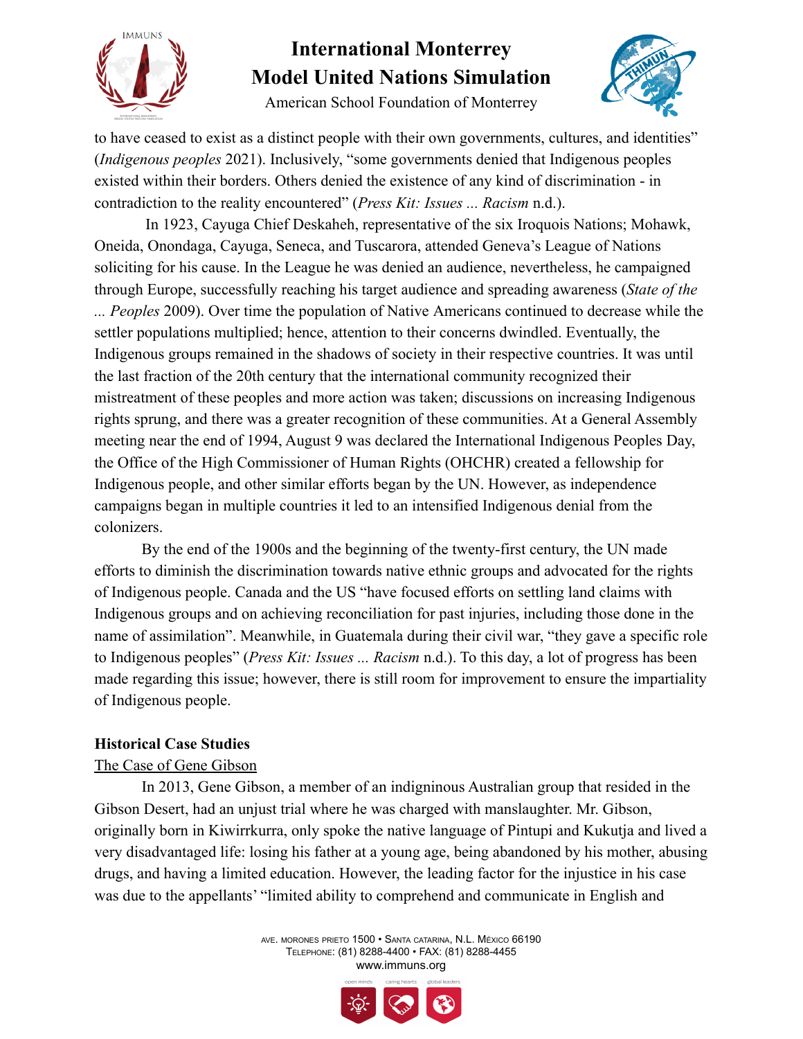to have ceased to exist as a distinct people with their own governments, cultures, and identities" (*Indigenous peoples* 2021). Inclusively, "some governments denied that Indigenous peoples existed within their borders. Others denied the existence of any kind of discrimination - in contradiction to the reality encountered" (*Press Kit: Issues ... Racism* n.d.).

In 1923, Cayuga Chief Deskaheh, representative of the six Iroquois Nations; Mohawk, Oneida, Onondaga, Cayuga, Seneca, and Tuscarora, attended Geneva's League of Nations soliciting for his cause. In the League he was denied an audience, nevertheless, he campaigned through Europe, successfully reaching his target audience and spreading awareness (*State of the ... Peoples* 2009). Over time the population of Native Americans continued to decrease while the settler populations multiplied; hence, attention to their concerns dwindled. Eventually, the Indigenous groups remained in the shadows of society in their respective countries. It was until the last fraction of the 20th century that the international community recognized their mistreatment of these peoples and more action was taken; discussions on increasing Indigenous rights sprung, and there was a greater recognition of these communities. At a General Assembly meeting near the end of 1994, August 9 was declared the International Indigenous Peoples Day, the Office of the High Commissioner of Human Rights (OHCHR) created a fellowship for Indigenous people, and other similar efforts began by the UN. However, as independence campaigns began in multiple countries it led to an intensified Indigenous denial from the colonizers.

By the end of the 1900s and the beginning of the twenty-first century, the UN made efforts to diminish the discrimination towards native ethnic groups and advocated for the rights of Indigenous people. Canada and the US "have focused efforts on settling land claims with Indigenous groups and on achieving reconciliation for past injuries, including those done in the name of assimilation". Meanwhile, in Guatemala during their civil war, "they gave a specific role to Indigenous peoples" (*Press Kit: Issues ... Racism* n.d.). To this day, a lot of progress has been made regarding this issue; however, there is still room for improvement to ensure the impartiality of Indigenous people.

**Historical Case Studies**

The Case of Gene Gibson

In 2013, Gene Gibson, a member of an indigninous Australian group that resided in the Gibson Desert, had an unjust trial where he was charged with manslaughter. Mr. Gibson, originally born in Kiwirrkurra, only spoke the native language of Pintupi and Kukutja and lived a very disadvantaged life: losing his father at a young age, being abandoned by his mother, abusing drugs, and having a limited education. However, the leading factor for the injustice in his case was due to the appellants' "limited ability to comprehend and communicate in English and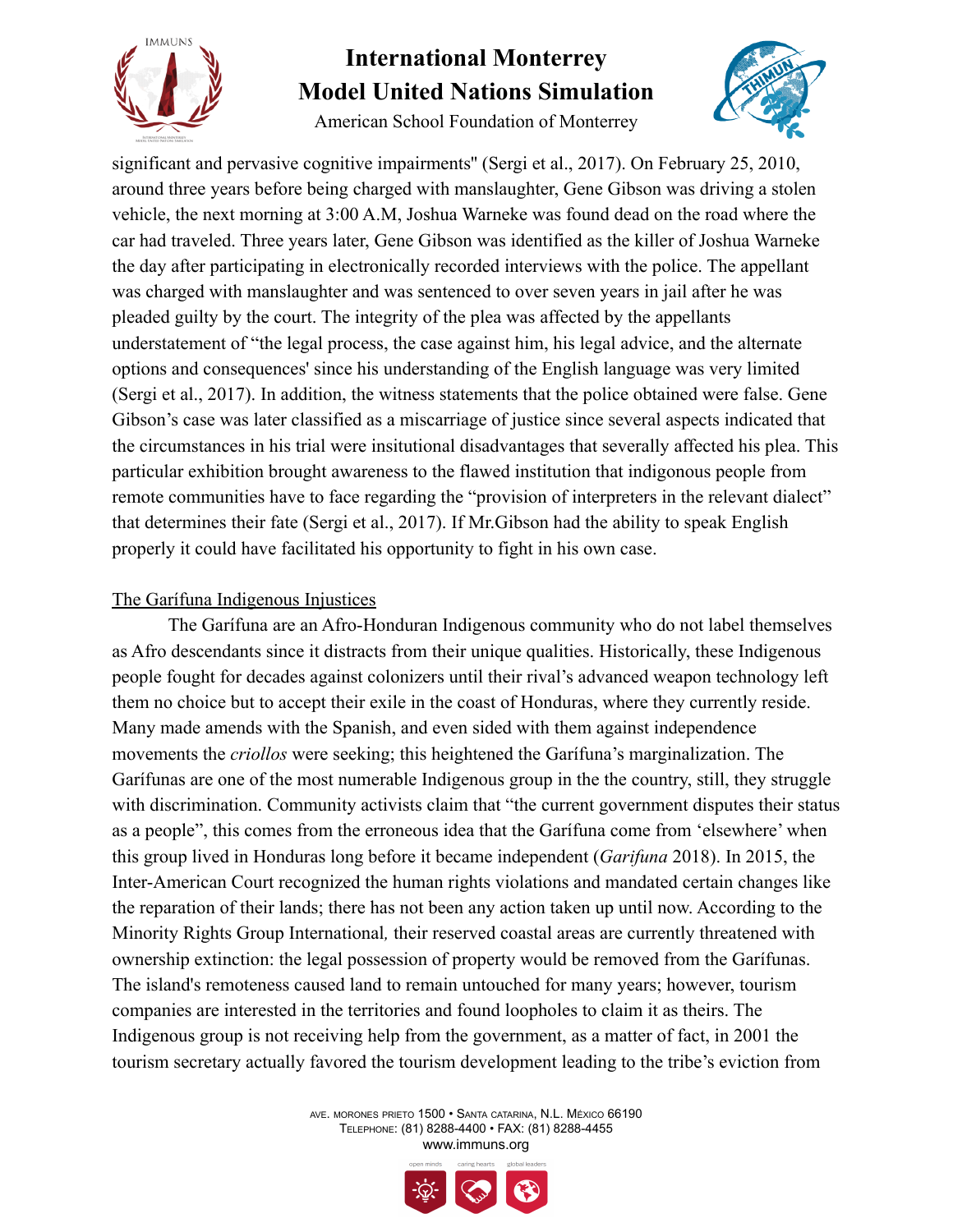significant and pervasive cognitive impairments'' (Sergi et al., 2017). On February 25, 2010, around three years before being charged with manslaughter, Gene Gibson was driving a stolen vehicle, the next morning at 3:00 A.M, Joshua Warneke was found dead on the road where the car had traveled. Three years later, Gene Gibson was identified as the killer of Joshua Warneke the day after participating in electronically recorded interviews with the police. The appellant was charged with manslaughter and was sentenced to over seven years in jail after he was pleaded guilty by the court. The integrity of the plea was affected by the appellants understatement of "the legal process, the case against him, his legal advice, and the alternate options and consequences' since his understanding of the English language was very limited (Sergi et al., 2017). In addition, the witness statements that the police obtained were false. Gene Gibson's case was later classified as a miscarriage of justice since several aspects indicated that the circumstances in his trial were insitutional disadvantages that severally affected his plea. This particular exhibition brought awareness to the flawed institution that indigonous people from remote communities have to face regarding the "provision of interpreters in the relevant dialect" that determines their fate (Sergi et al., 2017). If Mr.Gibson had the ability to speak English properly it could have facilitated his opportunity to fight in his own case.

<u>The Garífuna Indigenous Injustices</u>

The Garífuna are an Afro-Honduran Indigenous community who do not label themselves as Afro descendants since it distracts from their unique qualities. Historically, these Indigenous people fought for decades against colonizers until their rival's advanced weapon technology left them no choice but to accept their exile in the coast of Honduras, where they currently reside. Many made amends with the Spanish, and even sided with them against independence movements the *criollos* were seeking; this heightened the Garífuna's marginalization. The Garífunas are one of the most numerable Indigenous group in the the country, still, they struggle with discrimination. Community activists claim that "the current government disputes their status as a people", this comes from the erroneous idea that the Garífuna come from 'elsewhere' when this group lived in Honduras long before it became independent (*Garifuna* 2018). In 2015, the Inter-American Court recognized the human rights violations and mandated certain changes like the reparation of their lands; there has not been any action taken up until now. According to the Minority Rights Group International*,* their reserved coastal areas are currently threatened with ownership extinction: the legal possession of property would be removed from the Garífunas. The island's remoteness caused land to remain untouched for many years; however, tourism companies are interested in the territories and found loopholes to claim it as theirs. The Indigenous group is not receiving help from the government, as a matter of fact, in 2001 the tourism secretary actually favored the tourism development leading to the tribe's eviction from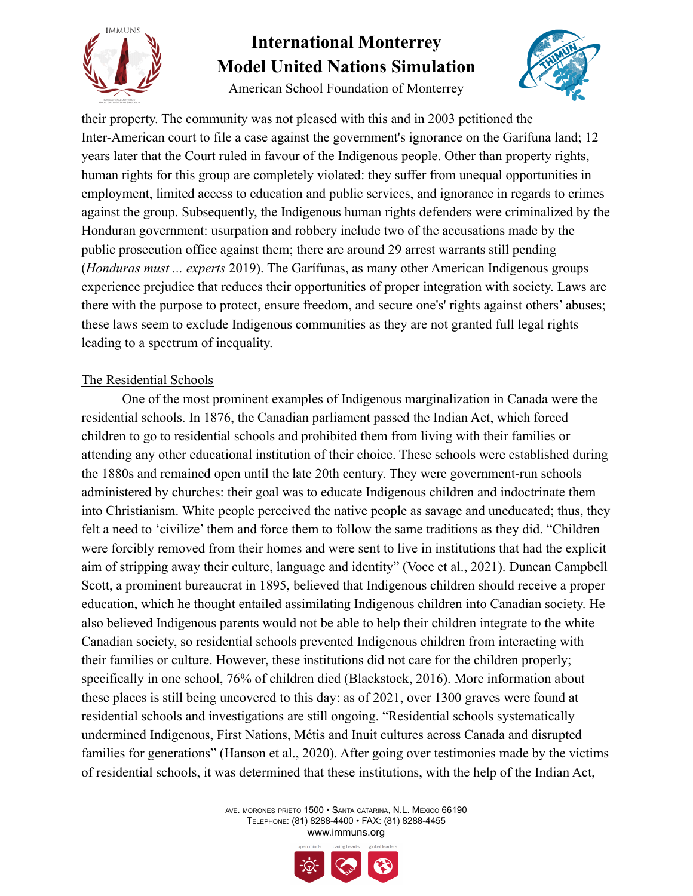their property. The community was not pleased with this and in 2003 petitioned the Inter-American court to file a case against the government's ignorance on the Garífuna land; 12 years later that the Court ruled in favour of the Indigenous people. Other than property rights, human rights for this group are completely violated: they suffer from unequal opportunities in employment, limited access to education and public services, and ignorance in regards to crimes against the group. Subsequently, the Indigenous human rights defenders were criminalized by the Honduran government: usurpation and robbery include two of the accusations made by the public prosecution office against them; there are around 29 arrest warrants still pending (*Honduras must ... experts* 2019). The Garífunas, as many other American Indigenous groups experience prejudice that reduces their opportunities of proper integration with society. Laws are there with the purpose to protect, ensure freedom, and secure one's' rights against others' abuses; these laws seem to exclude Indigenous communities as they are not granted full legal rights leading to a spectrum of inequality.

## The Residential Schools

One of the most prominent examples of Indigenous marginalization in Canada were the residential schools. In 1876, the Canadian parliament passed the Indian Act, which forced children to go to residential schools and prohibited them from living with their families or attending any other educational institution of their choice. These schools were established during the 1880s and remained open until the late 20th century. They were government-run schools administered by churches: their goal was to educate Indigenous children and indoctrinate them into Christianism. White people perceived the native people as savage and uneducated; thus, they felt a need to 'civilize' them and force them to follow the same traditions as they did. "Children were forcibly removed from their homes and were sent to live in institutions that had the explicit aim of stripping away their culture, language and identity" (Voce et al., 2021). Duncan Campbell Scott, a prominent bureaucrat in 1895, believed that Indigenous children should receive a proper education, which he thought entailed assimilating Indigenous children into Canadian society. He also believed Indigenous parents would not be able to help their children integrate to the white Canadian society, so residential schools prevented Indigenous children from interacting with their families or culture. However, these institutions did not care for the children properly; specifically in one school, 76% of children died (Blackstock, 2016). More information about these places is still being uncovered to this day: as of 2021, over 1300 graves were found at residential schools and investigations are still ongoing. "Residential schools systematically undermined Indigenous, First Nations, Métis and Inuit cultures across Canada and disrupted families for generations" (Hanson et al., 2020). After going over testimonies made by the victims of residential schools, it was determined that these institutions, with the help of the Indian Act,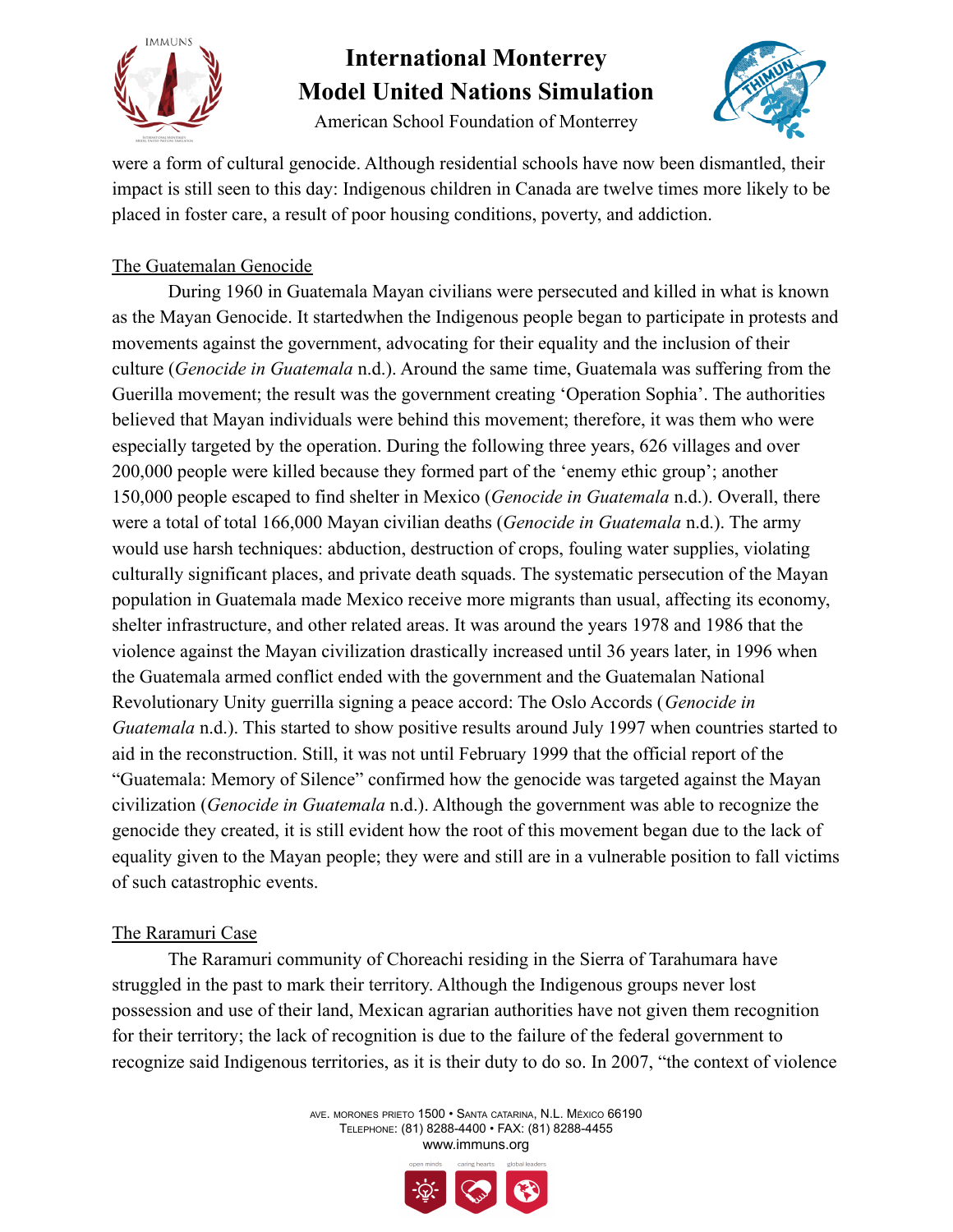were a form of cultural genocide. Although residential schools have now been dismantled, their impact is still seen to this day: Indigenous children in Canada are twelve times more likely to be placed in foster care, a result of poor housing conditions, poverty, and addiction.

## The Guatemalan Genocide

During 1960 in Guatemala Mayan civilians were persecuted and killed in what is known as the Mayan Genocide. It startedwhen the Indigenous people began to participate in protests and movements against the government, advocating for their equality and the inclusion of their culture (*Genocide in Guatemala* n.d.). Around the same time, Guatemala was suffering from the Guerilla movement; the result was the government creating 'Operation Sophia'. The authorities believed that Mayan individuals were behind this movement; therefore, it was them who were especially targeted by the operation. During the following three years, 626 villages and over 200,000 people were killed because they formed part of the 'enemy ethic group'; another 150,000 people escaped to find shelter in Mexico (*Genocide in Guatemala* n.d.). Overall, there were a total of total 166,000 Mayan civilian deaths (*Genocide in Guatemala* n.d.). The army would use harsh techniques: abduction, destruction of crops, fouling water supplies, violating culturally significant places, and private death squads. The systematic persecution of the Mayan population in Guatemala made Mexico receive more migrants than usual, affecting its economy, shelter infrastructure, and other related areas. It was around the years 1978 and 1986 that the violence against the Mayan civilization drastically increased until 36 years later, in 1996 when the Guatemala armed conflict ended with the government and the Guatemalan National Revolutionary Unity guerrilla signing a peace accord: The Oslo Accords (*Genocide in Guatemala* n.d.). This started to show positive results around July 1997 when countries started to aid in the reconstruction. Still, it was not until February 1999 that the official report of the "Guatemala: Memory of Silence" confirmed how the genocide was targeted against the Mayan civilization (*Genocide in Guatemala* n.d.). Although the government was able to recognize the genocide they created, it is still evident how the root of this movement began due to the lack of equality given to the Mayan people; they were and still are in a vulnerable position to fall victims of such catastrophic events.

## The Raramuri Case

The Raramuri community of Choreachi residing in the Sierra of Tarahumara have struggled in the past to mark their territory. Although the Indigenous groups never lost possession and use of their land, Mexican agrarian authorities have not given them recognition for their territory; the lack of recognition is due to the failure of the federal government to recognize said Indigenous territories, as it is their duty to do so. In 2007, "the context of violence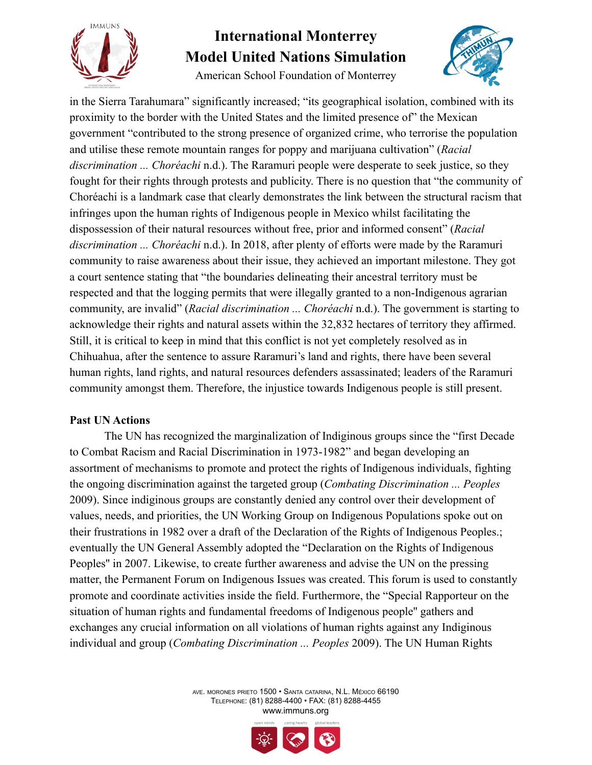in the Sierra Tarahumara" significantly increased; "its geographical isolation, combined with its proximity to the border with the United States and the limited presence of" the Mexican government "contributed to the strong presence of organized crime, who terrorise the population and utilise these remote mountain ranges for poppy and marijuana cultivation" (*Racial discrimination ... Choréachi* n.d.). The Raramuri people were desperate to seek justice, so they fought for their rights through protests and publicity. There is no question that "the community of Choréachi is a landmark case that clearly demonstrates the link between the structural racism that infringes upon the human rights of Indigenous people in Mexico whilst facilitating the dispossession of their natural resources without free, prior and informed consent" (*Racial discrimination ... Choréachi* n.d.). In 2018, after plenty of efforts were made by the Raramuri community to raise awareness about their issue, they achieved an important milestone. They got a court sentence stating that "the boundaries delineating their ancestral territory must be respected and that the logging permits that were illegally granted to a non-Indigenous agrarian community, are invalid" (*Racial discrimination ... Choréachi* n.d.). The government is starting to acknowledge their rights and natural assets within the 32,832 hectares of territory they affirmed. Still, it is critical to keep in mind that this conflict is not yet completely resolved as in Chihuahua, after the sentence to assure Raramuri's land and rights, there have been several human rights, land rights, and natural resources defenders assassinated; leaders of the Raramuri community amongst them. Therefore, the injustice towards Indigenous people is still present.

**Past UN Actions**

The UN has recognized the marginalization of Indiginous groups since the "first Decade to Combat Racism and Racial Discrimination in 1973-1982" and began developing an assortment of mechanisms to promote and protect the rights of Indigenous individuals, fighting the ongoing discrimination against the targeted group (*Combating Discrimination ... Peoples* 2009). Since indiginous groups are constantly denied any control over their development of values, needs, and priorities, the UN Working Group on Indigenous Populations spoke out on their frustrations in 1982 over a draft of the Declaration of the Rights of Indigenous Peoples.; eventually the UN General Assembly adopted the "Declaration on the Rights of Indigenous Peoples" in 2007. Likewise, to create further awareness and advise the UN on the pressing matter, the Permanent Forum on Indigenous Issues was created. This forum is used to constantly promote and coordinate activities inside the field. Furthermore, the "Special Rapporteur on the situation of human rights and fundamental freedoms of Indigenous people" gathers and exchanges any crucial information on all violations of human rights against any Indiginous individual and group (*Combating Discrimination ... Peoples* 2009). The UN Human Rights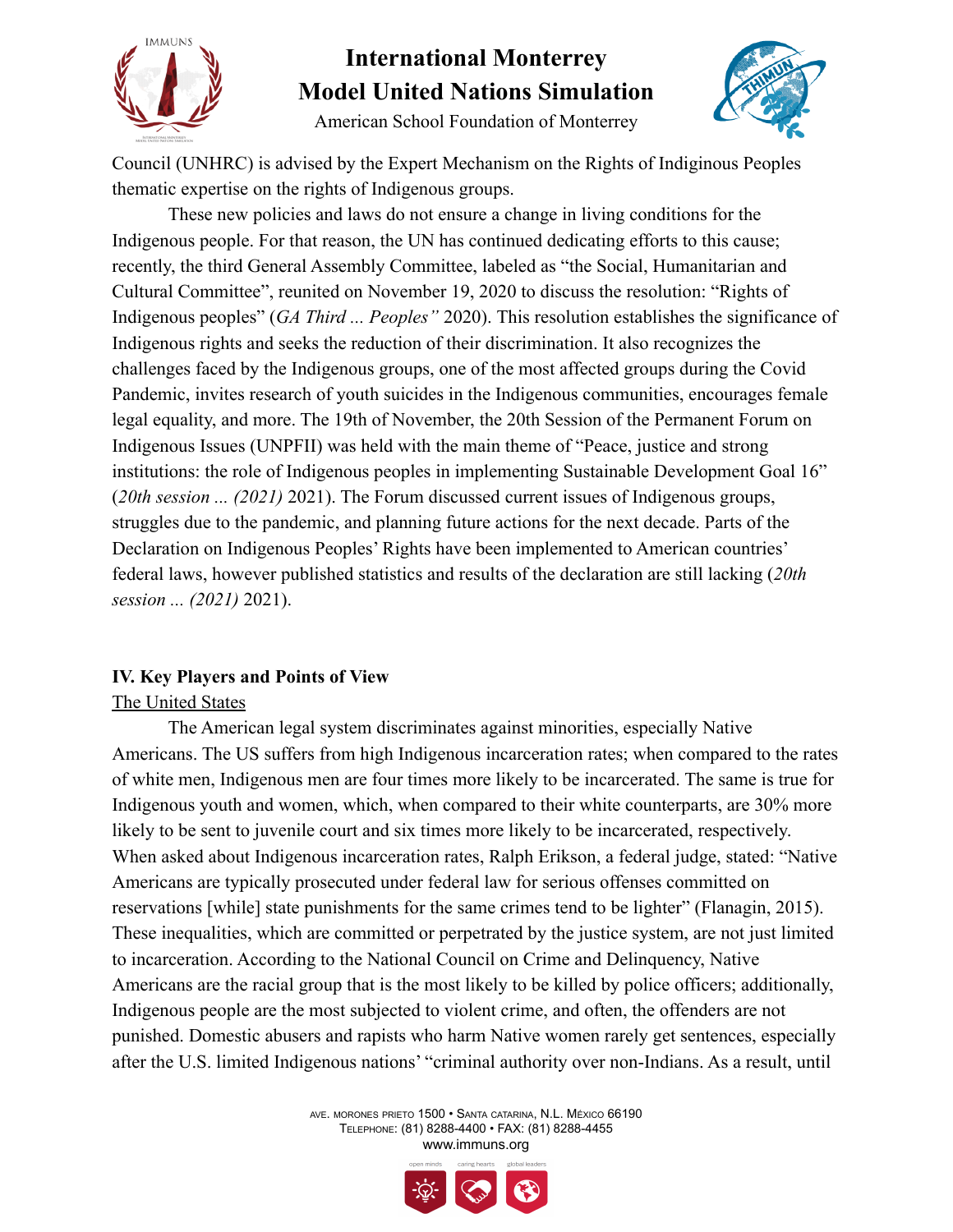Council (UNHRC) is advised by the Expert Mechanism on the Rights of Indiginous Peoples thematic expertise on the rights of Indigenous groups.

These new policies and laws do not ensure a change in living conditions for the Indigenous people. For that reason, the UN has continued dedicating efforts to this cause; recently, the third General Assembly Committee, labeled as "the Social, Humanitarian and Cultural Committee", reunited on November 19, 2020 to discuss the resolution: "Rights of Indigenous peoples" (*GA Third ... Peoples"* 2020). This resolution establishes the significance of Indigenous rights and seeks the reduction of their discrimination. It also recognizes the challenges faced by the Indigenous groups, one of the most affected groups during the Covid Pandemic, invites research of youth suicides in the Indigenous communities, encourages female legal equality, and more. The 19th of November, the 20th Session of the Permanent Forum on Indigenous Issues (UNPFII) was held with the main theme of "Peace, justice and strong institutions: the role of Indigenous peoples in implementing Sustainable Development Goal 16" (*20th session ... (2021)* 2021). The Forum discussed current issues of Indigenous groups, struggles due to the pandemic, and planning future actions for the next decade. Parts of the Declaration on Indigenous Peoples' Rights have been implemented to American countries' federal laws, however published statistics and results of the declaration are still lacking (*20th session ... (2021)* 2021).

## IV. Key Players and Points of View

<u>The United States</u>

The American legal system discriminates against minorities, especially Native Americans. The US suffers from high Indigenous incarceration rates; when compared to the rates of white men, Indigenous men are four times more likely to be incarcerated. The same is true for Indigenous youth and women, which, when compared to their white counterparts, are 30% more likely to be sent to juvenile court and six times more likely to be incarcerated, respectively. When asked about Indigenous incarceration rates, Ralph Erikson, a federal judge, stated: "Native Americans are typically prosecuted under federal law for serious offenses committed on reservations [while] state punishments for the same crimes tend to be lighter" (Flanagin, 2015). These inequalities, which are committed or perpetrated by the justice system, are not just limited to incarceration. According to the National Council on Crime and Delinquency, Native Americans are the racial group that is the most likely to be killed by police officers; additionally, Indigenous people are the most subjected to violent crime, and often, the offenders are not punished. Domestic abusers and rapists who harm Native women rarely get sentences, especially after the U.S. limited Indigenous nations' "criminal authority over non-Indians. As a result, until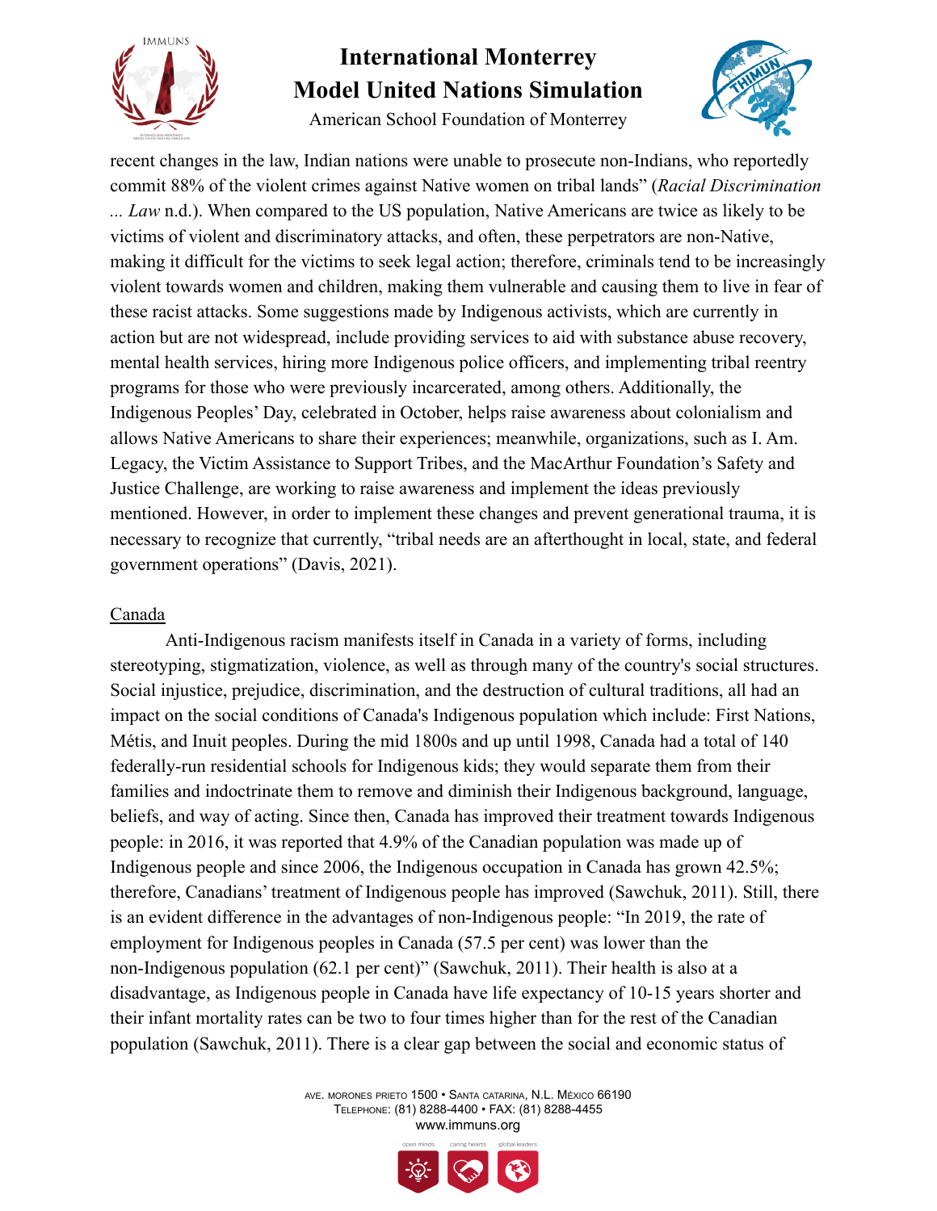recent changes in the law, Indian nations were unable to prosecute non-Indians, who reportedly commit 88% of the violent crimes against Native women on tribal lands" (*Racial Discrimination ... Law* n.d.). When compared to the US population, Native Americans are twice as likely to be victims of violent and discriminatory attacks, and often, these perpetrators are non-Native, making it difficult for the victims to seek legal action; therefore, criminals tend to be increasingly violent towards women and children, making them vulnerable and causing them to live in fear of these racist attacks. Some suggestions made by Indigenous activists, which are currently in action but are not widespread, include providing services to aid with substance abuse recovery, mental health services, hiring more Indigenous police officers, and implementing tribal reentry programs for those who were previously incarcerated, among others. Additionally, the Indigenous Peoples' Day, celebrated in October, helps raise awareness about colonialism and allows Native Americans to share their experiences; meanwhile, organizations, such as I. Am. Legacy, the Victim Assistance to Support Tribes, and the MacArthur Foundation's Safety and Justice Challenge, are working to raise awareness and implement the ideas previously mentioned. However, in order to implement these changes and prevent generational trauma, it is necessary to recognize that currently, "tribal needs are an afterthought in local, state, and federal government operations" (Davis, 2021).

<u>Canada</u>

Anti-Indigenous racism manifests itself in Canada in a variety of forms, including stereotyping, stigmatization, violence, as well as through many of the country's social structures. Social injustice, prejudice, discrimination, and the destruction of cultural traditions, all had an impact on the social conditions of Canada's Indigenous population which include: First Nations, Métis, and Inuit peoples. During the mid 1800s and up until 1998, Canada had a total of 140 federally-run residential schools for Indigenous kids; they would separate them from their families and indoctrinate them to remove and diminish their Indigenous background, language, beliefs, and way of acting. Since then, Canada has improved their treatment towards Indigenous people: in 2016, it was reported that 4.9% of the Canadian population was made up of Indigenous people and since 2006, the Indigenous occupation in Canada has grown 42.5%; therefore, Canadians' treatment of Indigenous people has improved (Sawchuk, 2011). Still, there is an evident difference in the advantages of non-Indigenous people: "In 2019, the rate of employment for Indigenous peoples in Canada (57.5 per cent) was lower than the non-Indigenous population (62.1 per cent)" (Sawchuk, 2011). Their health is also at a disadvantage, as Indigenous people in Canada have life expectancy of 10-15 years shorter and their infant mortality rates can be two to four times higher than for the rest of the Canadian population (Sawchuk, 2011). There is a clear gap between the social and economic status of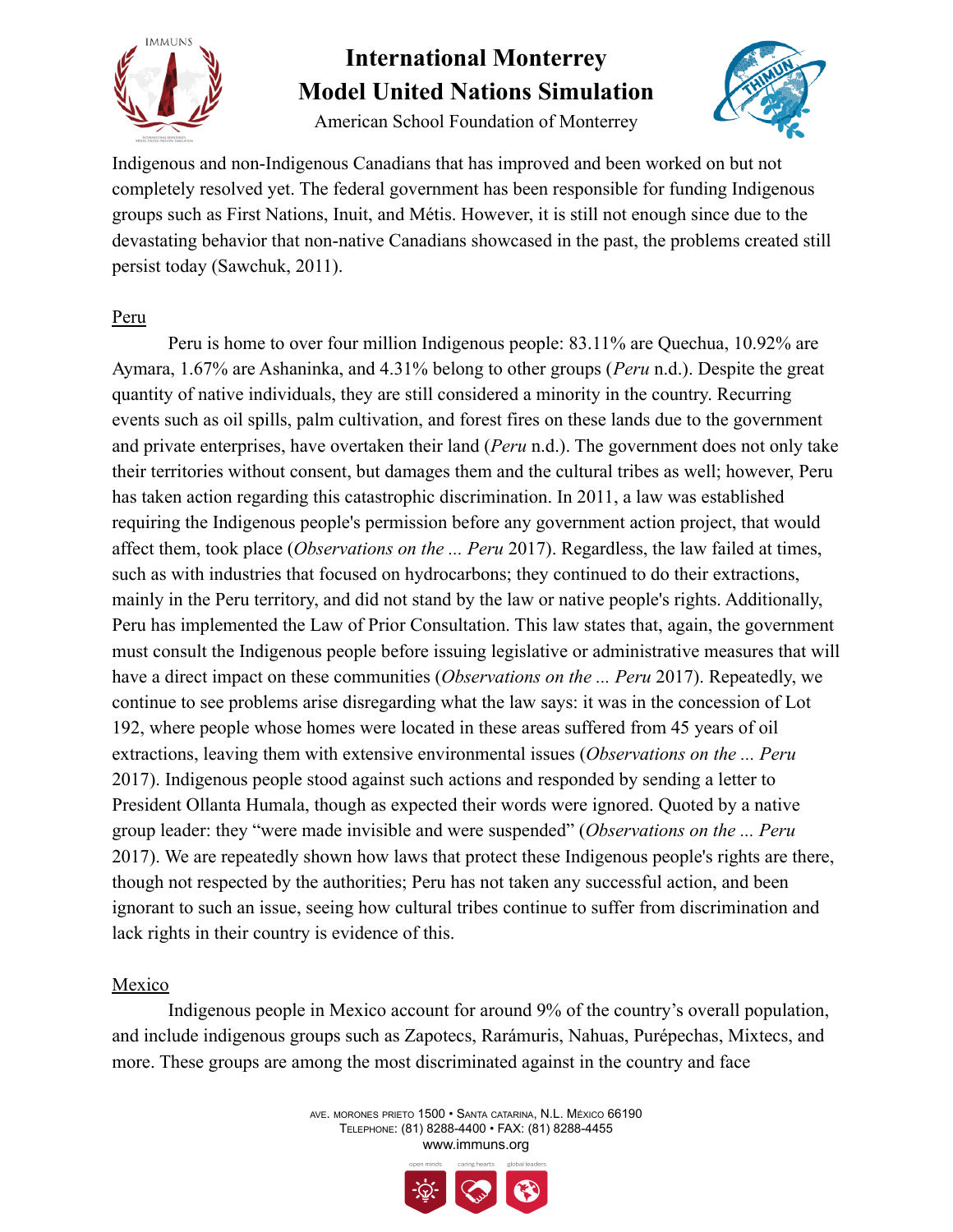Indigenous and non-Indigenous Canadians that has improved and been worked on but not completely resolved yet. The federal government has been responsible for funding Indigenous groups such as First Nations, Inuit, and Métis. However, it is still not enough since due to the devastating behavior that non-native Canadians showcased in the past, the problems created still persist today (Sawchuk, 2011).

Peru

Peru is home to over four million Indigenous people: 83.11% are Quechua, 10.92% are Aymara, 1.67% are Ashaninka, and 4.31% belong to other groups (*Peru* n.d.). Despite the great quantity of native individuals, they are still considered a minority in the country. Recurring events such as oil spills, palm cultivation, and forest fires on these lands due to the government and private enterprises, have overtaken their land (*Peru* n.d.). The government does not only take their territories without consent, but damages them and the cultural tribes as well; however, Peru has taken action regarding this catastrophic discrimination. In 2011, a law was established requiring the Indigenous people's permission before any government action project, that would affect them, took place (*Observations on the ... Peru* 2017). Regardless, the law failed at times, such as with industries that focused on hydrocarbons; they continued to do their extractions, mainly in the Peru territory, and did not stand by the law or native people's rights. Additionally, Peru has implemented the Law of Prior Consultation. This law states that, again, the government must consult the Indigenous people before issuing legislative or administrative measures that will have a direct impact on these communities (*Observations on the ... Peru* 2017). Repeatedly, we continue to see problems arise disregarding what the law says: it was in the concession of Lot 192, where people whose homes were located in these areas suffered from 45 years of oil extractions, leaving them with extensive environmental issues (*Observations on the ... Peru* 2017). Indigenous people stood against such actions and responded by sending a letter to President Ollanta Humala, though as expected their words were ignored. Quoted by a native group leader: they "were made invisible and were suspended" (*Observations on the ... Peru* 2017). We are repeatedly shown how laws that protect these Indigenous people's rights are there, though not respected by the authorities; Peru has not taken any successful action, and been ignorant to such an issue, seeing how cultural tribes continue to suffer from discrimination and lack rights in their country is evidence of this.

Mexico

Indigenous people in Mexico account for around 9% of the country's overall population, and include indigenous groups such as Zapotecs, Rarámuris, Nahuas, Purépechas, Mixtecs, and more. These groups are among the most discriminated against in the country and face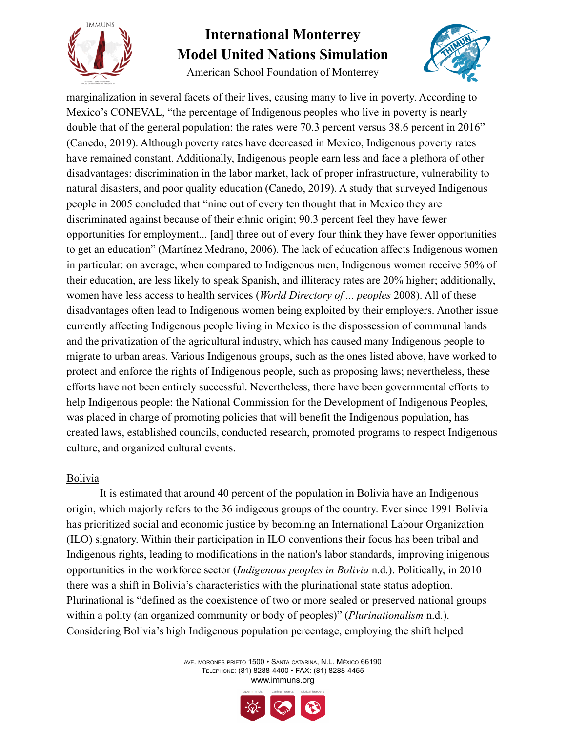marginalization in several facets of their lives, causing many to live in poverty. According to Mexico's CONEVAL, "the percentage of Indigenous peoples who live in poverty is nearly double that of the general population: the rates were 70.3 percent versus 38.6 percent in 2016" (Canedo, 2019). Although poverty rates have decreased in Mexico, Indigenous poverty rates have remained constant. Additionally, Indigenous people earn less and face a plethora of other disadvantages: discrimination in the labor market, lack of proper infrastructure, vulnerability to natural disasters, and poor quality education (Canedo, 2019). A study that surveyed Indigenous people in 2005 concluded that "nine out of every ten thought that in Mexico they are discriminated against because of their ethnic origin; 90.3 percent feel they have fewer opportunities for employment... [and] three out of every four think they have fewer opportunities to get an education" (Martínez Medrano, 2006). The lack of education affects Indigenous women in particular: on average, when compared to Indigenous men, Indigenous women receive 50% of their education, are less likely to speak Spanish, and illiteracy rates are 20% higher; additionally, women have less access to health services (*World Directory of ... peoples* 2008). All of these disadvantages often lead to Indigenous women being exploited by their employers. Another issue currently affecting Indigenous people living in Mexico is the dispossession of communal lands and the privatization of the agricultural industry, which has caused many Indigenous people to migrate to urban areas. Various Indigenous groups, such as the ones listed above, have worked to protect and enforce the rights of Indigenous people, such as proposing laws; nevertheless, these efforts have not been entirely successful. Nevertheless, there have been governmental efforts to help Indigenous people: the National Commission for the Development of Indigenous Peoples, was placed in charge of promoting policies that will benefit the Indigenous population, has created laws, established councils, conducted research, promoted programs to respect Indigenous culture, and organized cultural events.

<u>Bolivia</u>

It is estimated that around 40 percent of the population in Bolivia have an Indigenous origin, which majorly refers to the 36 indigeous groups of the country. Ever since 1991 Bolivia has prioritized social and economic justice by becoming an International Labour Organization (ILO) signatory. Within their participation in ILO conventions their focus has been tribal and Indigenous rights, leading to modifications in the nation's labor standards, improving inigenous opportunities in the workforce sector (*Indigenous peoples in Bolivia* n.d.). Politically, in 2010 there was a shift in Bolivia's characteristics with the plurinational state status adoption. Plurinational is "defined as the coexistence of two or more sealed or preserved national groups within a polity (an organized community or body of peoples)" (*Plurinationalism* n.d.). Considering Bolivia's high Indigenous population percentage, employing the shift helped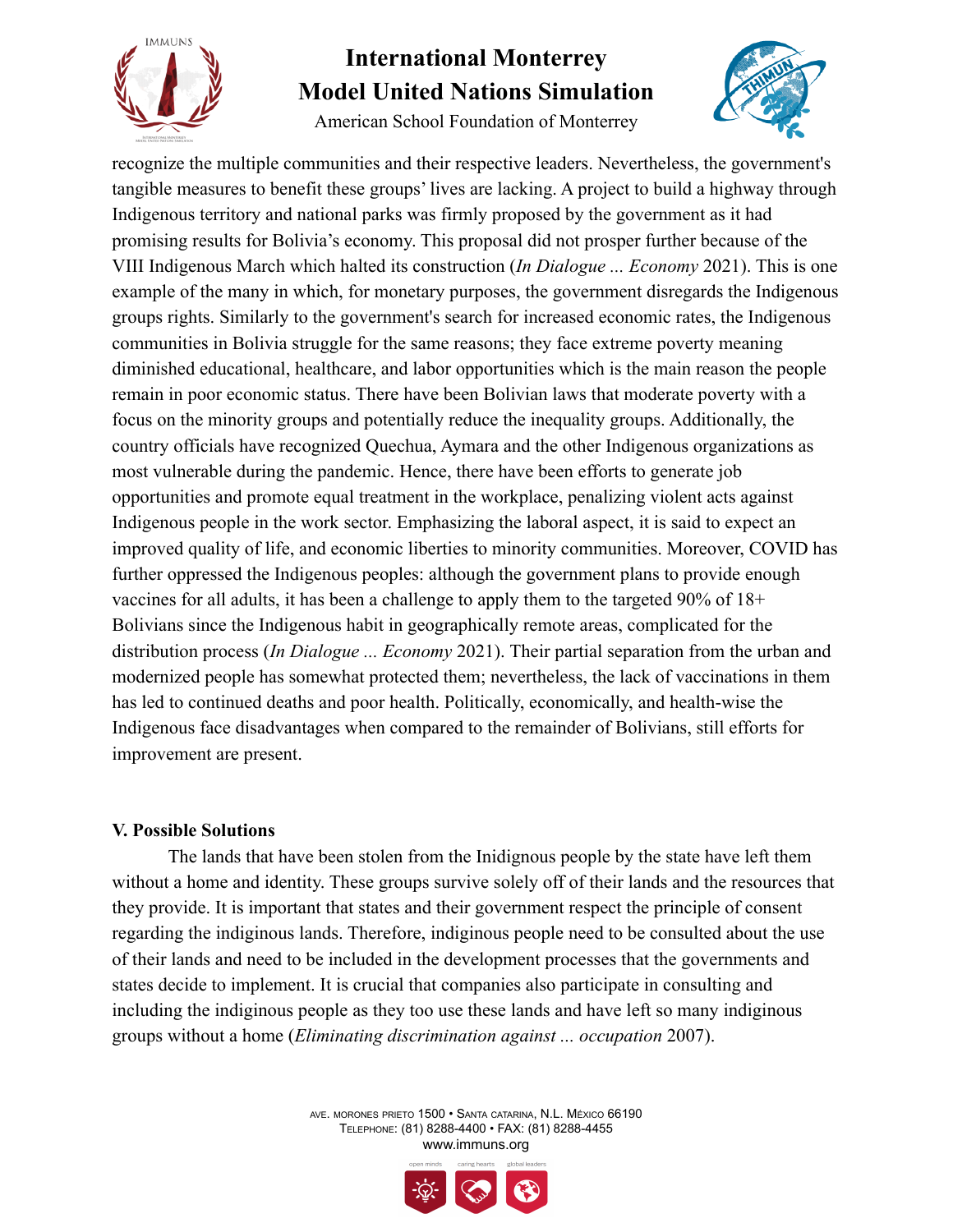recognize the multiple communities and their respective leaders. Nevertheless, the government's tangible measures to benefit these groups' lives are lacking. A project to build a highway through Indigenous territory and national parks was firmly proposed by the government as it had promising results for Bolivia's economy. This proposal did not prosper further because of the VIII Indigenous March which halted its construction (*In Dialogue ... Economy* 2021). This is one example of the many in which, for monetary purposes, the government disregards the Indigenous groups rights. Similarly to the government's search for increased economic rates, the Indigenous communities in Bolivia struggle for the same reasons; they face extreme poverty meaning diminished educational, healthcare, and labor opportunities which is the main reason the people remain in poor economic status. There have been Bolivian laws that moderate poverty with a focus on the minority groups and potentially reduce the inequality groups. Additionally, the country officials have recognized Quechua, Aymara and the other Indigenous organizations as most vulnerable during the pandemic. Hence, there have been efforts to generate job opportunities and promote equal treatment in the workplace, penalizing violent acts against Indigenous people in the work sector. Emphasizing the laboral aspect, it is said to expect an improved quality of life, and economic liberties to minority communities. Moreover, COVID has further oppressed the Indigenous peoples: although the government plans to provide enough vaccines for all adults, it has been a challenge to apply them to the targeted 90% of 18+ Bolivians since the Indigenous habit in geographically remote areas, complicated for the distribution process (*In Dialogue ... Economy* 2021). Their partial separation from the urban and modernized people has somewhat protected them; nevertheless, the lack of vaccinations in them has led to continued deaths and poor health. Politically, economically, and health-wise the Indigenous face disadvantages when compared to the remainder of Bolivians, still efforts for improvement are present.

## V. Possible Solutions

The lands that have been stolen from the Inidignous people by the state have left them without a home and identity. These groups survive solely off of their lands and the resources that they provide. It is important that states and their government respect the principle of consent regarding the indiginous lands. Therefore, indiginous people need to be consulted about the use of their lands and need to be included in the development processes that the governments and states decide to implement. It is crucial that companies also participate in consulting and including the indiginous people as they too use these lands and have left so many indiginous groups without a home (*Eliminating discrimination against ... occupation* 2007).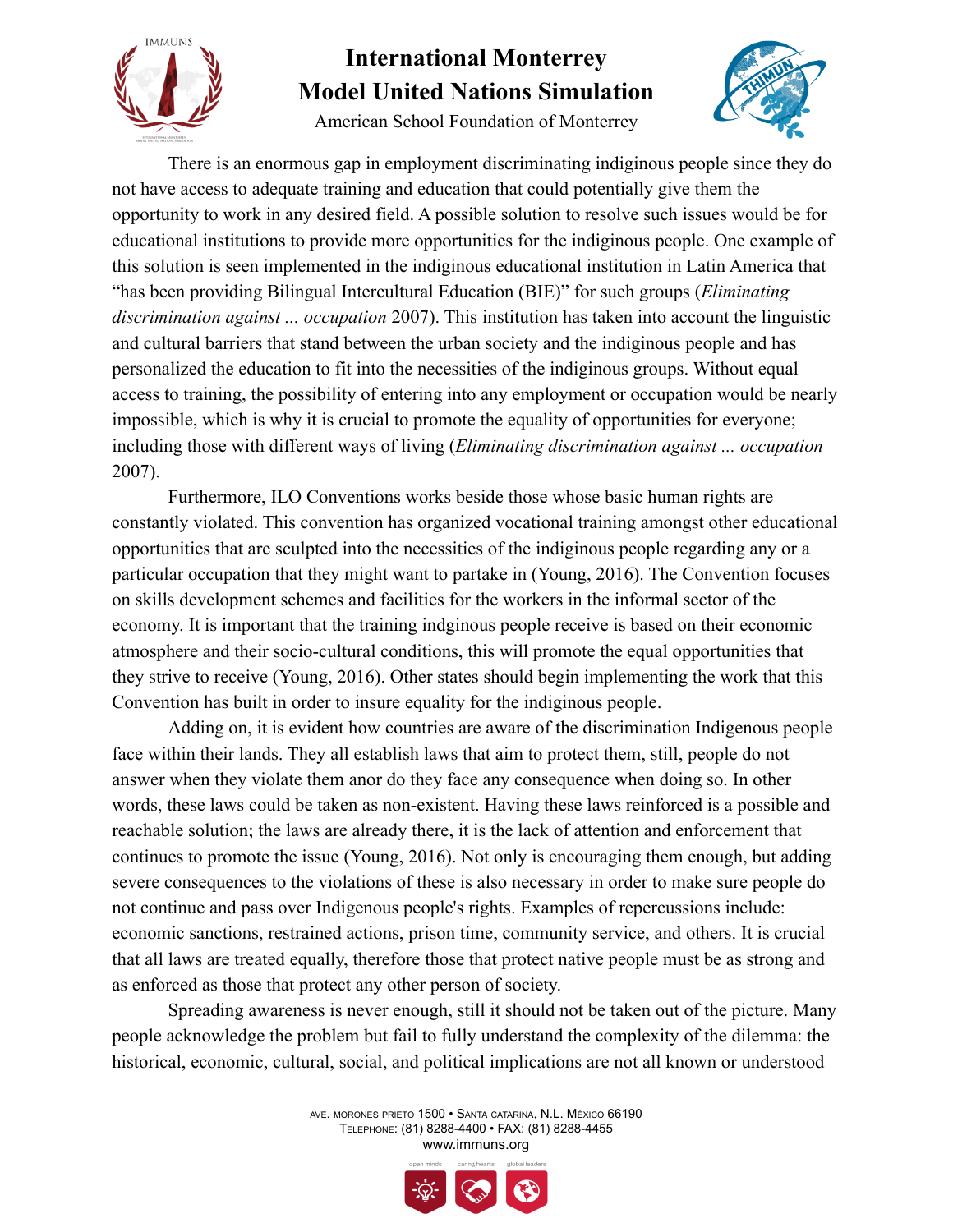There is an enormous gap in employment discriminating indiginous people since they do not have access to adequate training and education that could potentially give them the opportunity to work in any desired field. A possible solution to resolve such issues would be for educational institutions to provide more opportunities for the indiginous people. One example of this solution is seen implemented in the indiginous educational institution in Latin America that "has been providing Bilingual Intercultural Education (BIE)" for such groups (*Eliminating discrimination against ... occupation* 2007). This institution has taken into account the linguistic and cultural barriers that stand between the urban society and the indiginous people and has personalized the education to fit into the necessities of the indiginous groups. Without equal access to training, the possibility of entering into any employment or occupation would be nearly impossible, which is why it is crucial to promote the equality of opportunities for everyone; including those with different ways of living (*Eliminating discrimination against ... occupation* 2007).

Furthermore, ILO Conventions works beside those whose basic human rights are constantly violated. This convention has organized vocational training amongst other educational opportunities that are sculpted into the necessities of the indiginous people regarding any or a particular occupation that they might want to partake in (Young, 2016). The Convention focuses on skills development schemes and facilities for the workers in the informal sector of the economy. It is important that the training indginous people receive is based on their economic atmosphere and their socio-cultural conditions, this will promote the equal opportunities that they strive to receive (Young, 2016). Other states should begin implementing the work that this Convention has built in order to insure equality for the indiginous people.

Adding on, it is evident how countries are aware of the discrimination Indigenous people face within their lands. They all establish laws that aim to protect them, still, people do not answer when they violate them anor do they face any consequence when doing so. In other words, these laws could be taken as non-existent. Having these laws reinforced is a possible and reachable solution; the laws are already there, it is the lack of attention and enforcement that continues to promote the issue (Young, 2016). Not only is encouraging them enough, but adding severe consequences to the violations of these is also necessary in order to make sure people do not continue and pass over Indigenous people's rights. Examples of repercussions include: economic sanctions, restrained actions, prison time, community service, and others. It is crucial that all laws are treated equally, therefore those that protect native people must be as strong and as enforced as those that protect any other person of society.

Spreading awareness is never enough, still it should not be taken out of the picture. Many people acknowledge the problem but fail to fully understand the complexity of the dilemma: the historical, economic, cultural, social, and political implications are not all known or understood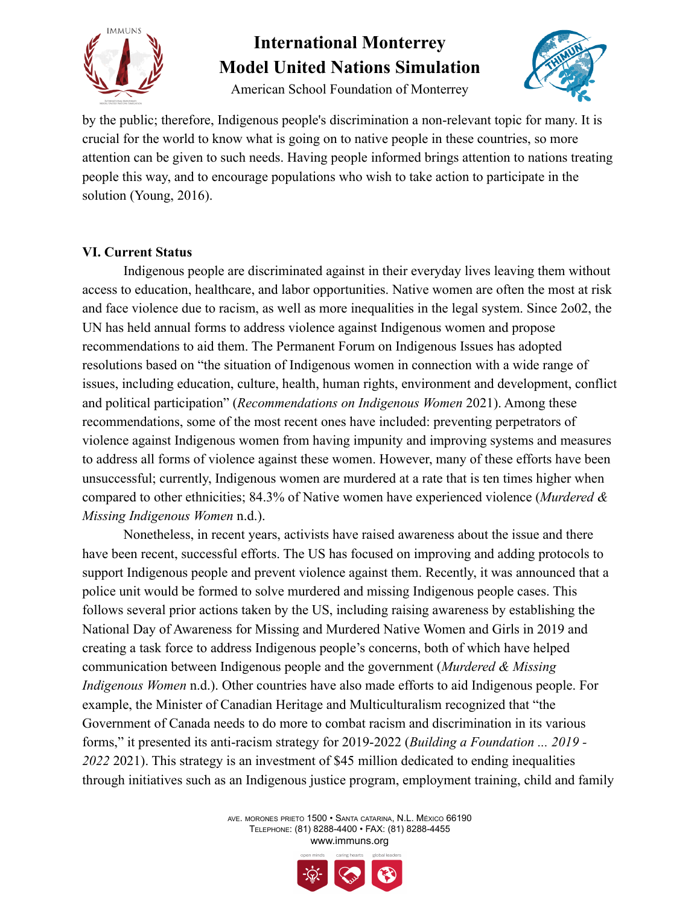by the public; therefore, Indigenous people's discrimination a non-relevant topic for many. It is crucial for the world to know what is going on to native people in these countries, so more attention can be given to such needs. Having people informed brings attention to nations treating people this way, and to encourage populations who wish to take action to participate in the solution (Young, 2016).

## VI. Current Status

Indigenous people are discriminated against in their everyday lives leaving them without access to education, healthcare, and labor opportunities. Native women are often the most at risk and face violence due to racism, as well as more inequalities in the legal system. Since 2o02, the UN has held annual forms to address violence against Indigenous women and propose recommendations to aid them. The Permanent Forum on Indigenous Issues has adopted resolutions based on "the situation of Indigenous women in connection with a wide range of issues, including education, culture, health, human rights, environment and development, conflict and political participation" (*Recommendations on Indigenous Women* 2021). Among these recommendations, some of the most recent ones have included: preventing perpetrators of violence against Indigenous women from having impunity and improving systems and measures to address all forms of violence against these women. However, many of these efforts have been unsuccessful; currently, Indigenous women are murdered at a rate that is ten times higher when compared to other ethnicities; 84.3% of Native women have experienced violence (*Murdered & Missing Indigenous Women* n.d.).

Nonetheless, in recent years, activists have raised awareness about the issue and there have been recent, successful efforts. The US has focused on improving and adding protocols to support Indigenous people and prevent violence against them. Recently, it was announced that a police unit would be formed to solve murdered and missing Indigenous people cases. This follows several prior actions taken by the US, including raising awareness by establishing the National Day of Awareness for Missing and Murdered Native Women and Girls in 2019 and creating a task force to address Indigenous people's concerns, both of which have helped communication between Indigenous people and the government (*Murdered & Missing Indigenous Women* n.d.). Other countries have also made efforts to aid Indigenous people. For example, the Minister of Canadian Heritage and Multiculturalism recognized that "the Government of Canada needs to do more to combat racism and discrimination in its various forms," it presented its anti-racism strategy for 2019-2022 (*Building a Foundation ... 2019 - 2022* 2021). This strategy is an investment of $45 million dedicated to ending inequalities through initiatives such as an Indigenous justice program, employment training, child and family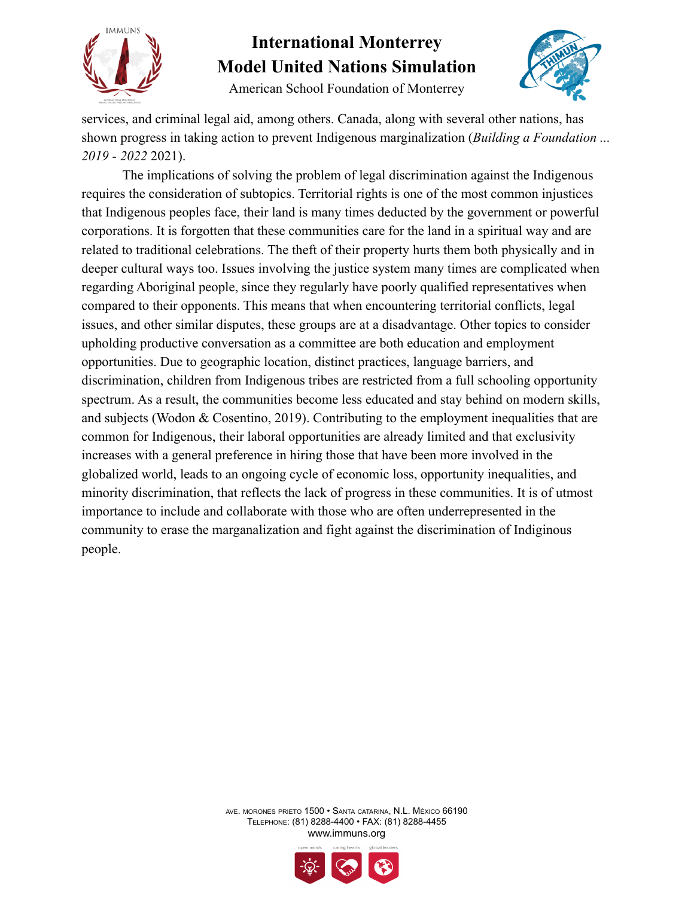services, and criminal legal aid, among others. Canada, along with several other nations, has shown progress in taking action to prevent Indigenous marginalization (*Building a Foundation ... 2019 - 2022* 2021).

The implications of solving the problem of legal discrimination against the Indigenous requires the consideration of subtopics. Territorial rights is one of the most common injustices that Indigenous peoples face, their land is many times deducted by the government or powerful corporations. It is forgotten that these communities care for the land in a spiritual way and are related to traditional celebrations. The theft of their property hurts them both physically and in deeper cultural ways too. Issues involving the justice system many times are complicated when regarding Aboriginal people, since they regularly have poorly qualified representatives when compared to their opponents. This means that when encountering territorial conflicts, legal issues, and other similar disputes, these groups are at a disadvantage. Other topics to consider upholding productive conversation as a committee are both education and employment opportunities. Due to geographic location, distinct practices, language barriers, and discrimination, children from Indigenous tribes are restricted from a full schooling opportunity spectrum. As a result, the communities become less educated and stay behind on modern skills, and subjects (Wodon & Cosentino, 2019). Contributing to the employment inequalities that are common for Indigenous, their laboral opportunities are already limited and that exclusivity increases with a general preference in hiring those that have been more involved in the globalized world, leads to an ongoing cycle of economic loss, opportunity inequalities, and minority discrimination, that reflects the lack of progress in these communities. It is of utmost importance to include and collaborate with those who are often underrepresented in the community to erase the marganalization and fight against the discrimination of Indiginous people.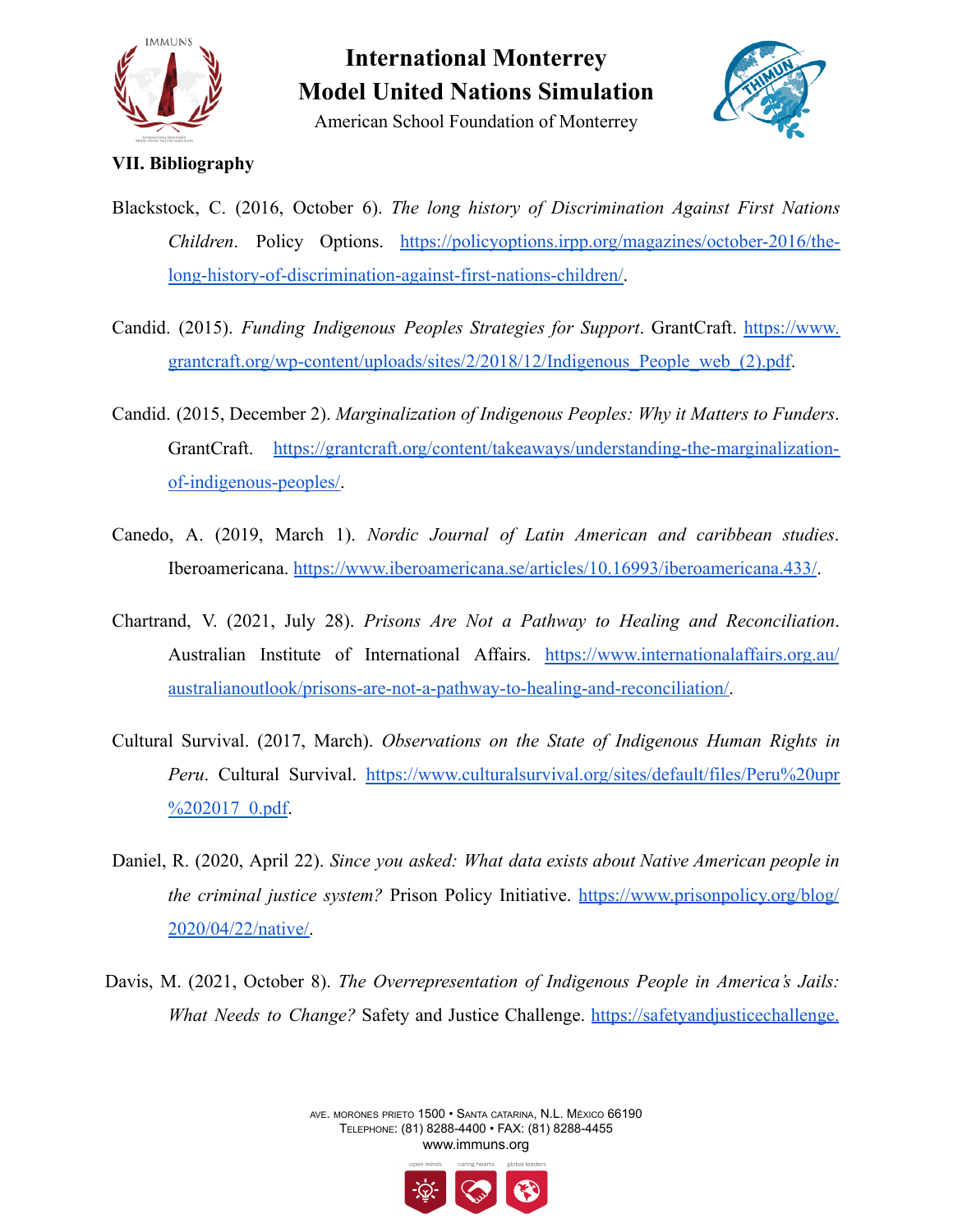### VII. Bibliography

Blackstock, C. (2016, October 6). *The long history of Discrimination Against First Nations Children*. Policy Options. https://policyoptions.irpp.org/magazines/october-2016/the-long-history-of-discrimination-against-first-nations-children/.

Candid. (2015). *Funding Indigenous Peoples Strategies for Support*. GrantCraft. https://www.grantcraft.org/wp-content/uploads/sites/2/2018/12/Indigenous_People_web_(2).pdf.

Candid. (2015, December 2). *Marginalization of Indigenous Peoples: Why it Matters to Funders*. GrantCraft. https://grantcraft.org/content/takeaways/understanding-the-marginalization-of-indigenous-peoples/.

Canedo, A. (2019, March 1). *Nordic Journal of Latin American and caribbean studies*. Iberoamericana. https://www.iberoamericana.se/articles/10.16993/iberoamericana.433/.

Chartrand, V. (2021, July 28). *Prisons Are Not a Pathway to Healing and Reconciliation*. Australian Institute of International Affairs. https://www.internationalaffairs.org.au/australianoutlook/prisons-are-not-a-pathway-to-healing-and-reconciliation/.

Cultural Survival. (2017, March). *Observations on the State of Indigenous Human Rights in Peru*. Cultural Survival. https://www.culturalsurvival.org/sites/default/files/Peru%20upr%202017_0.pdf.

Daniel, R. (2020, April 22). *Since you asked: What data exists about Native American people in the criminal justice system?* Prison Policy Initiative. https://www.prisonpolicy.org/blog/2020/04/22/native/.

Davis, M. (2021, October 8). *The Overrepresentation of Indigenous People in America's Jails: What Needs to Change?* Safety and Justice Challenge. https://safetyandjusticechallenge.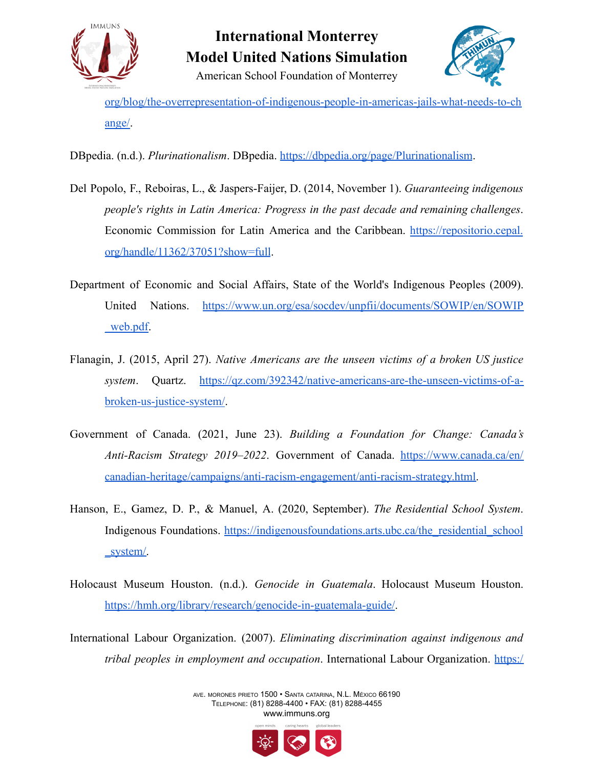org/blog/the-overrepresentation-of-indigenous-people-in-americas-jails-what-needs-to-change/.

DBpedia. (n.d.). *Plurinationalism*. DBpedia. https://dbpedia.org/page/Plurinationalism.

Del Popolo, F., Reboiras, L., & Jaspers-Faijer, D. (2014, November 1). *Guaranteeing indigenous people's rights in Latin America: Progress in the past decade and remaining challenges*. Economic Commission for Latin America and the Caribbean. https://repositorio.cepal.org/handle/11362/37051?show=full.

Department of Economic and Social Affairs, State of the World's Indigenous Peoples (2009). United Nations. https://www.un.org/esa/socdev/unpfii/documents/SOWIP/en/SOWIP_web.pdf.

Flanagin, J. (2015, April 27). *Native Americans are the unseen victims of a broken US justice system*. Quartz. https://qz.com/392342/native-americans-are-the-unseen-victims-of-a-broken-us-justice-system/.

Government of Canada. (2021, June 23). *Building a Foundation for Change: Canada's Anti-Racism Strategy 2019–2022*. Government of Canada. https://www.canada.ca/en/canadian-heritage/campaigns/anti-racism-engagement/anti-racism-strategy.html.

Hanson, E., Gamez, D. P., & Manuel, A. (2020, September). *The Residential School System*. Indigenous Foundations. https://indigenousfoundations.arts.ubc.ca/the_residential_school_system/.

Holocaust Museum Houston. (n.d.). *Genocide in Guatemala*. Holocaust Museum Houston. https://hmh.org/library/research/genocide-in-guatemala-guide/.

International Labour Organization. (2007). *Eliminating discrimination against indigenous and tribal peoples in employment and occupation*. International Labour Organization. https:/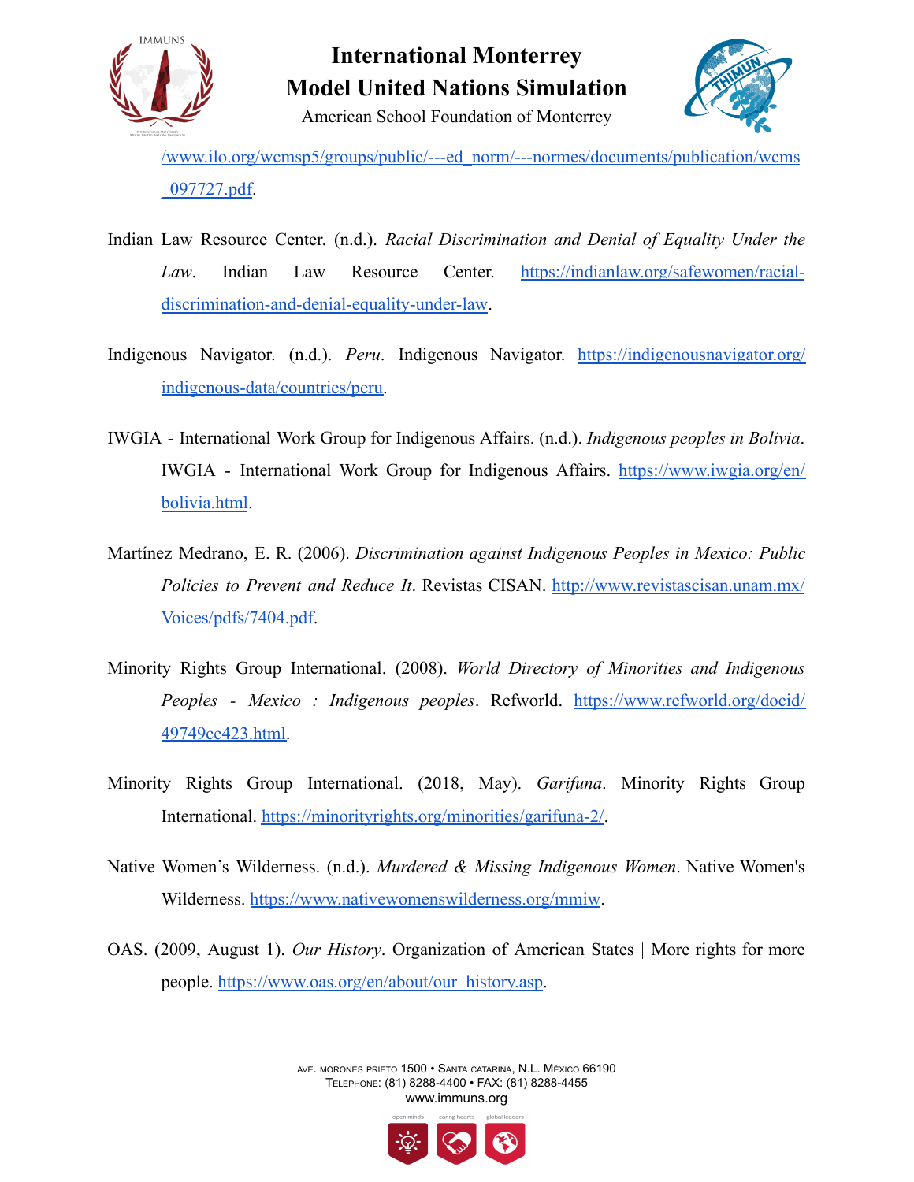/www.ilo.org/wcmsp5/groups/public/---ed_norm/---normes/documents/publication/wcms_097727.pdf.

Indian Law Resource Center. (n.d.). *Racial Discrimination and Denial of Equality Under the Law*. Indian Law Resource Center. https://indianlaw.org/safewomen/racial-discrimination-and-denial-equality-under-law.

Indigenous Navigator. (n.d.). *Peru*. Indigenous Navigator. https://indigenousnavigator.org/indigenous-data/countries/peru.

IWGIA - International Work Group for Indigenous Affairs. (n.d.). *Indigenous peoples in Bolivia*. IWGIA - International Work Group for Indigenous Affairs. https://www.iwgia.org/en/bolivia.html.

Martínez Medrano, E. R. (2006). *Discrimination against Indigenous Peoples in Mexico: Public Policies to Prevent and Reduce It*. Revistas CISAN. http://www.revistascisan.unam.mx/Voices/pdfs/7404.pdf.

Minority Rights Group International. (2008). *World Directory of Minorities and Indigenous Peoples - Mexico : Indigenous peoples*. Refworld. https://www.refworld.org/docid/49749ce423.html.

Minority Rights Group International. (2018, May). *Garifuna*. Minority Rights Group International. https://minorityrights.org/minorities/garifuna-2/.

Native Women's Wilderness. (n.d.). *Murdered & Missing Indigenous Women*. Native Women's Wilderness. https://www.nativewomenswilderness.org/mmiw.

OAS. (2009, August 1). *Our History*. Organization of American States | More rights for more people. https://www.oas.org/en/about/our_history.asp.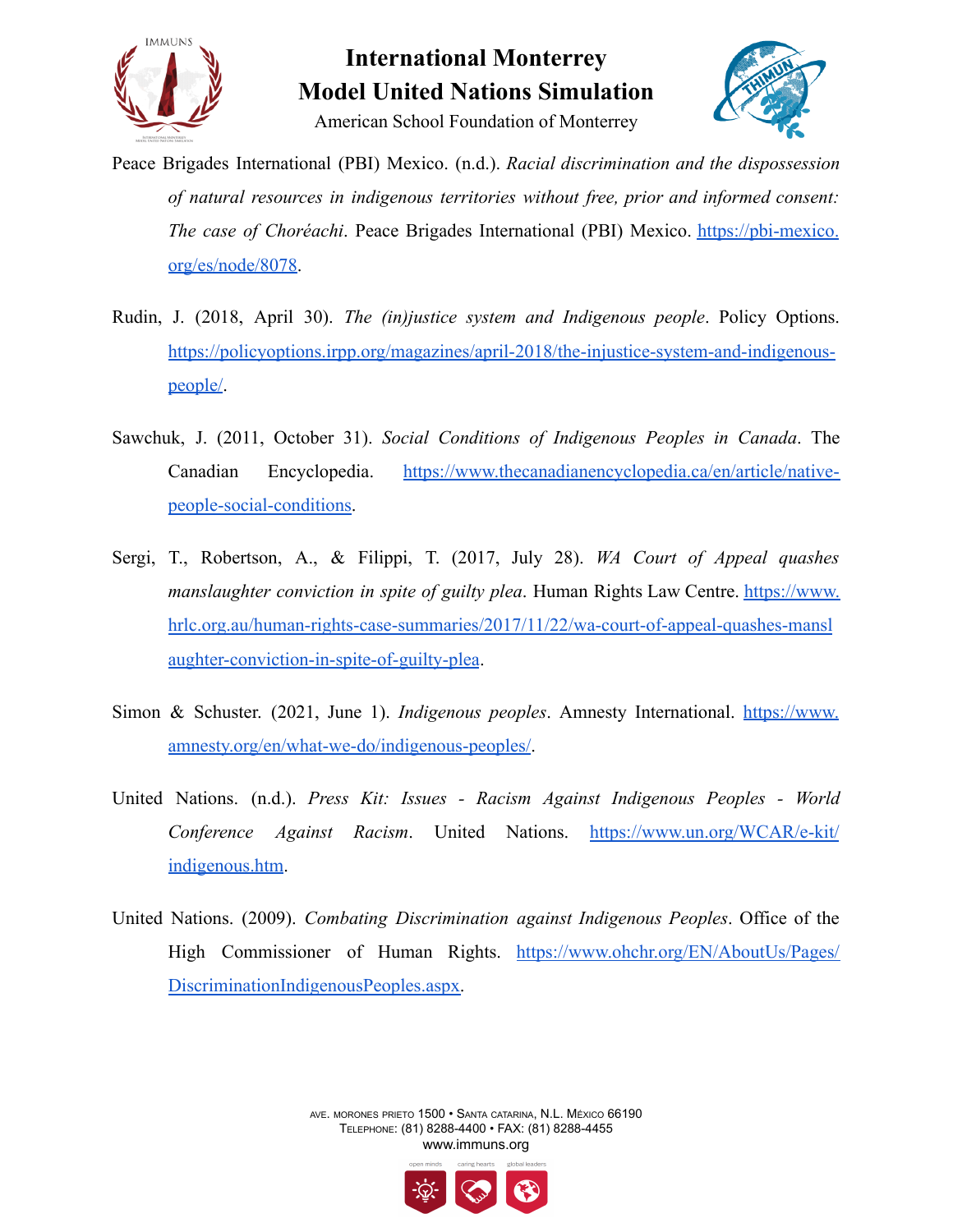Peace Brigades International (PBI) Mexico. (n.d.). *Racial discrimination and the dispossession of natural resources in indigenous territories without free, prior and informed consent: The case of Choréachi*. Peace Brigades International (PBI) Mexico. https://pbi-mexico.org/es/node/8078.

Rudin, J. (2018, April 30). *The (in)justice system and Indigenous people*. Policy Options. https://policyoptions.irpp.org/magazines/april-2018/the-injustice-system-and-indigenous-people/.

Sawchuk, J. (2011, October 31). *Social Conditions of Indigenous Peoples in Canada*. The Canadian Encyclopedia. https://www.thecanadianencyclopedia.ca/en/article/native-people-social-conditions.

Sergi, T., Robertson, A., & Filippi, T. (2017, July 28). *WA Court of Appeal quashes manslaughter conviction in spite of guilty plea*. Human Rights Law Centre. https://www.hrlc.org.au/human-rights-case-summaries/2017/11/22/wa-court-of-appeal-quashes-manslaughter-conviction-in-spite-of-guilty-plea.

Simon & Schuster. (2021, June 1). *Indigenous peoples*. Amnesty International. https://www.amnesty.org/en/what-we-do/indigenous-peoples/.

United Nations. (n.d.). *Press Kit: Issues - Racism Against Indigenous Peoples - World Conference Against Racism*. United Nations. https://www.un.org/WCAR/e-kit/indigenous.htm.

United Nations. (2009). *Combating Discrimination against Indigenous Peoples*. Office of the High Commissioner of Human Rights. https://www.ohchr.org/EN/AboutUs/Pages/DiscriminationIndigenousPeoples.aspx.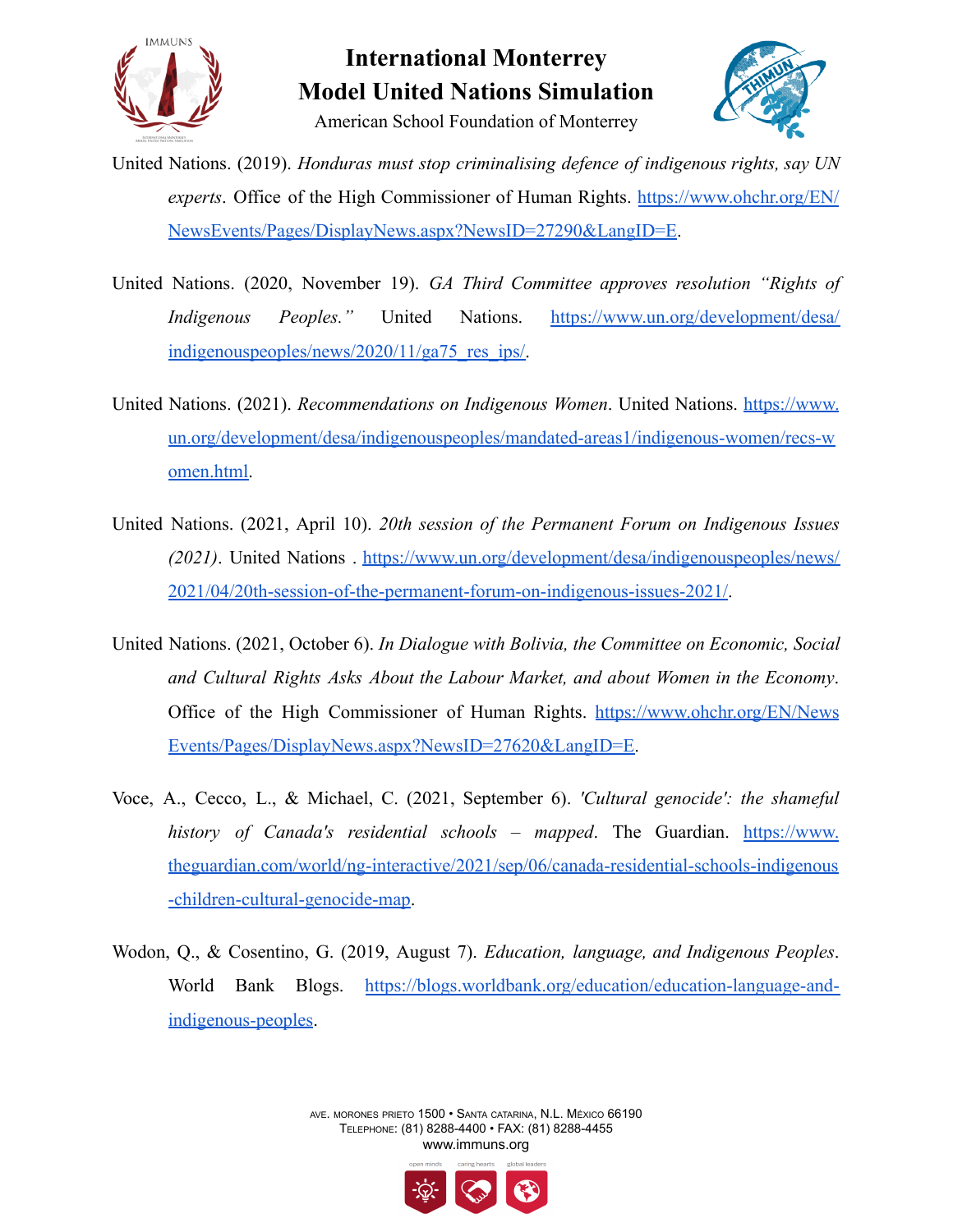United Nations. (2019). *Honduras must stop criminalising defence of indigenous rights, say UN experts*. Office of the High Commissioner of Human Rights. https://www.ohchr.org/EN/NewsEvents/Pages/DisplayNews.aspx?NewsID=27290&LangID=E.

United Nations. (2020, November 19). *GA Third Committee approves resolution "Rights of Indigenous Peoples."* United Nations. https://www.un.org/development/desa/indigenouspeoples/news/2020/11/ga75_res_ips/.

United Nations. (2021). *Recommendations on Indigenous Women*. United Nations. https://www.un.org/development/desa/indigenouspeoples/mandated-areas1/indigenous-women/recs-women.html.

United Nations. (2021, April 10). *20th session of the Permanent Forum on Indigenous Issues (2021)*. United Nations . https://www.un.org/development/desa/indigenouspeoples/news/2021/04/20th-session-of-the-permanent-forum-on-indigenous-issues-2021/.

United Nations. (2021, October 6). *In Dialogue with Bolivia, the Committee on Economic, Social and Cultural Rights Asks About the Labour Market, and about Women in the Economy*. Office of the High Commissioner of Human Rights. https://www.ohchr.org/EN/NewsEvents/Pages/DisplayNews.aspx?NewsID=27620&LangID=E.

Voce, A., Cecco, L., & Michael, C. (2021, September 6). *'Cultural genocide': the shameful history of Canada's residential schools – mapped*. The Guardian. https://www.theguardian.com/world/ng-interactive/2021/sep/06/canada-residential-schools-indigenous-children-cultural-genocide-map.

Wodon, Q., & Cosentino, G. (2019, August 7). *Education, language, and Indigenous Peoples*. World Bank Blogs. https://blogs.worldbank.org/education/education-language-and-indigenous-peoples.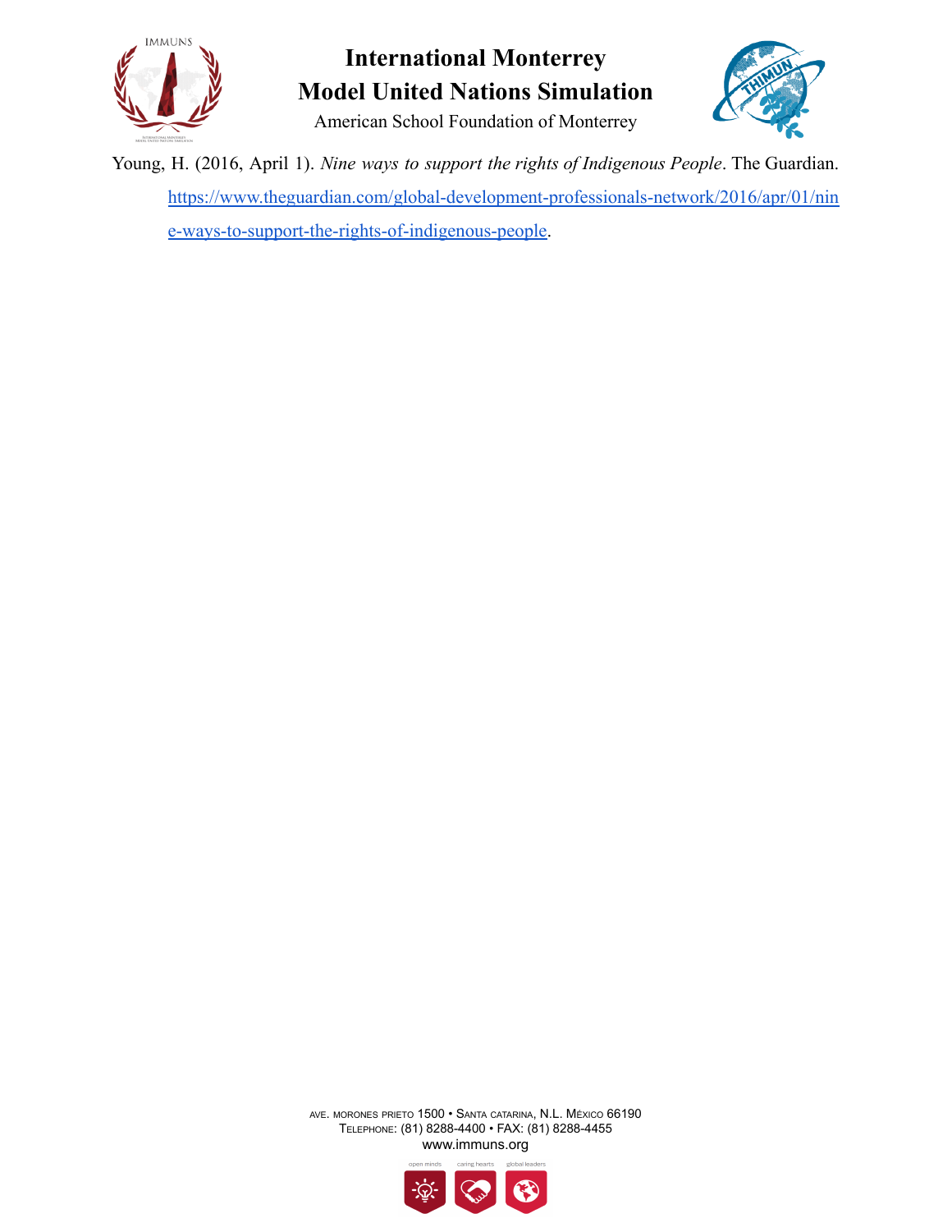Young, H. (2016, April 1). *Nine ways to support the rights of Indigenous People*. The Guardian. [https://www.theguardian.com/global-development-professionals-network/2016/apr/01/nine-ways-to-support-the-rights-of-indigenous-people](https://www.theguardian.com/global-development-professionals-network/2016/apr/01/nine-ways-to-support-the-rights-of-indigenous-people).